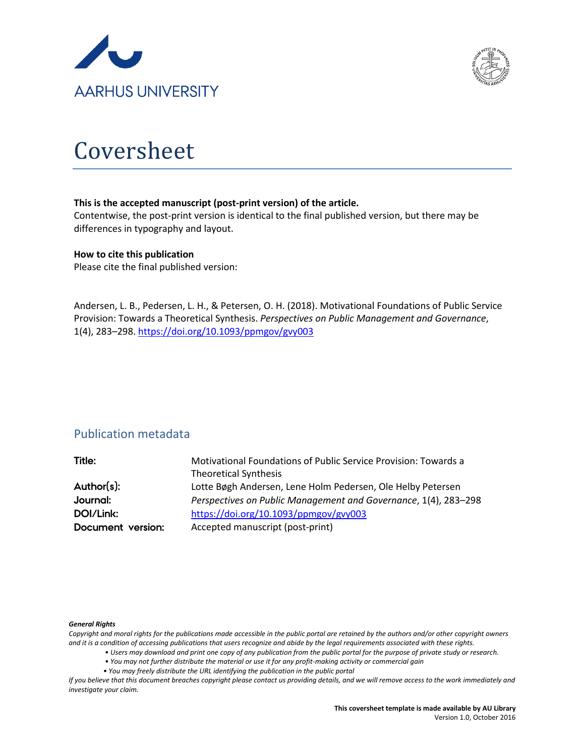AARHUS UNIVERSITY

# Coversheet

**This is the accepted manuscript (post-print version) of the article.**
Contentwise, the post-print version is identical to the final published version, but there may be differences in typography and layout.

**How to cite this publication**
Please cite the final published version:

Andersen, L. B., Pedersen, L. H., & Petersen, O. H. (2018). Motivational Foundations of Public Service Provision: Towards a Theoretical Synthesis. *Perspectives on Public Management and Governance*, 1(4), 283–298. https://doi.org/10.1093/ppmgov/gvy003

## Publication metadata

| | |
|---|---|
| **Title:** | Motivational Foundations of Public Service Provision: Towards a Theoretical Synthesis |
| **Author(s):** | Lotte Bøgh Andersen, Lene Holm Pedersen, Ole Helby Petersen |
| **Journal:** | *Perspectives on Public Management and Governance*, 1(4), 283–298 |
| **DOI/Link:** | https://doi.org/10.1093/ppmgov/gvy003 |
| **Document version:** | Accepted manuscript (post-print) |

***General Rights***

*Copyright and moral rights for the publications made accessible in the public portal are retained by the authors and/or other copyright owners and it is a condition of accessing publications that users recognize and abide by the legal requirements associated with these rights.*

- *Users may download and print one copy of any publication from the public portal for the purpose of private study or research.*
- *You may not further distribute the material or use it for any profit-making activity or commercial gain*
- *You may freely distribute the URL identifying the publication in the public portal*

*If you believe that this document breaches copyright please contact us providing details, and we will remove access to the work immediately and investigate your claim.*

**This coversheet template is made available by AU Library**
Version 1.0, October 2016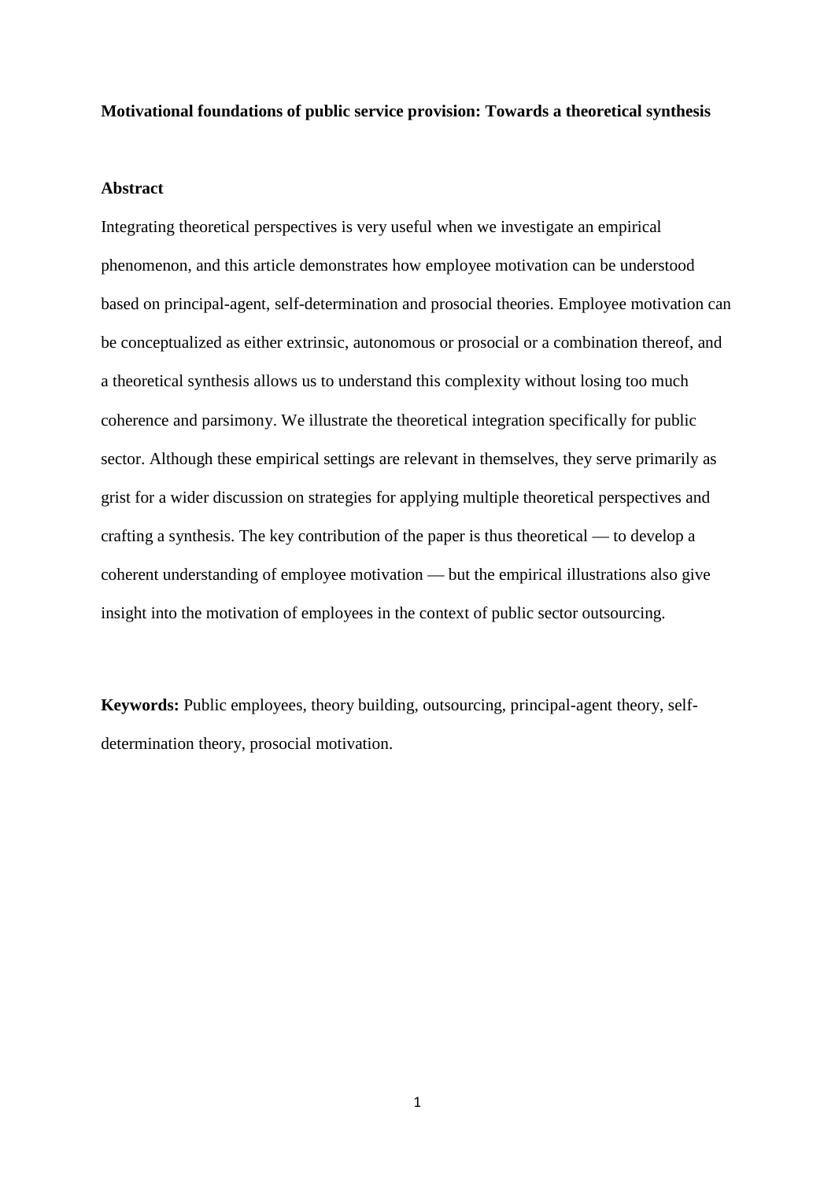**Motivational foundations of public service provision: Towards a theoretical synthesis**

**Abstract**

Integrating theoretical perspectives is very useful when we investigate an empirical phenomenon, and this article demonstrates how employee motivation can be understood based on principal-agent, self-determination and prosocial theories. Employee motivation can be conceptualized as either extrinsic, autonomous or prosocial or a combination thereof, and a theoretical synthesis allows us to understand this complexity without losing too much coherence and parsimony. We illustrate the theoretical integration specifically for public sector. Although these empirical settings are relevant in themselves, they serve primarily as grist for a wider discussion on strategies for applying multiple theoretical perspectives and crafting a synthesis. The key contribution of the paper is thus theoretical — to develop a coherent understanding of employee motivation — but the empirical illustrations also give insight into the motivation of employees in the context of public sector outsourcing.

**Keywords:** Public employees, theory building, outsourcing, principal-agent theory, self-determination theory, prosocial motivation.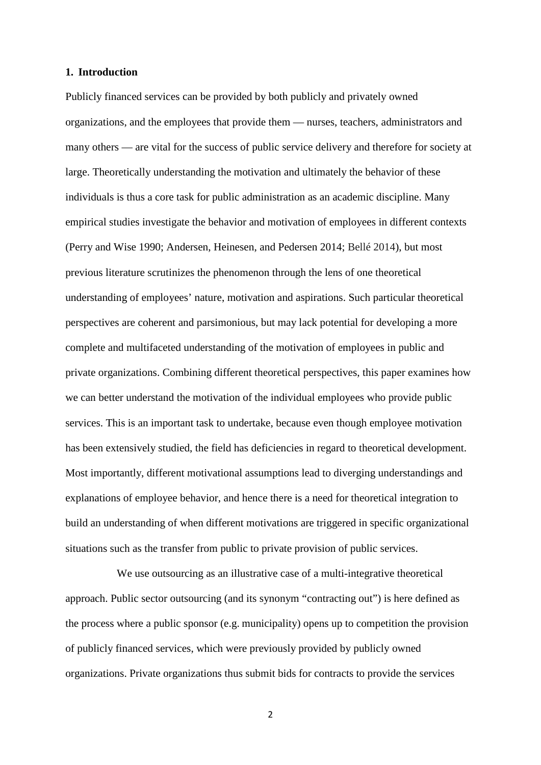## 1. Introduction

Publicly financed services can be provided by both publicly and privately owned organizations, and the employees that provide them — nurses, teachers, administrators and many others — are vital for the success of public service delivery and therefore for society at large. Theoretically understanding the motivation and ultimately the behavior of these individuals is thus a core task for public administration as an academic discipline. Many empirical studies investigate the behavior and motivation of employees in different contexts (Perry and Wise 1990; Andersen, Heinesen, and Pedersen 2014; Bellé 2014), but most previous literature scrutinizes the phenomenon through the lens of one theoretical understanding of employees' nature, motivation and aspirations. Such particular theoretical perspectives are coherent and parsimonious, but may lack potential for developing a more complete and multifaceted understanding of the motivation of employees in public and private organizations. Combining different theoretical perspectives, this paper examines how we can better understand the motivation of the individual employees who provide public services. This is an important task to undertake, because even though employee motivation has been extensively studied, the field has deficiencies in regard to theoretical development. Most importantly, different motivational assumptions lead to diverging understandings and explanations of employee behavior, and hence there is a need for theoretical integration to build an understanding of when different motivations are triggered in specific organizational situations such as the transfer from public to private provision of public services.

We use outsourcing as an illustrative case of a multi-integrative theoretical approach. Public sector outsourcing (and its synonym "contracting out") is here defined as the process where a public sponsor (e.g. municipality) opens up to competition the provision of publicly financed services, which were previously provided by publicly owned organizations. Private organizations thus submit bids for contracts to provide the services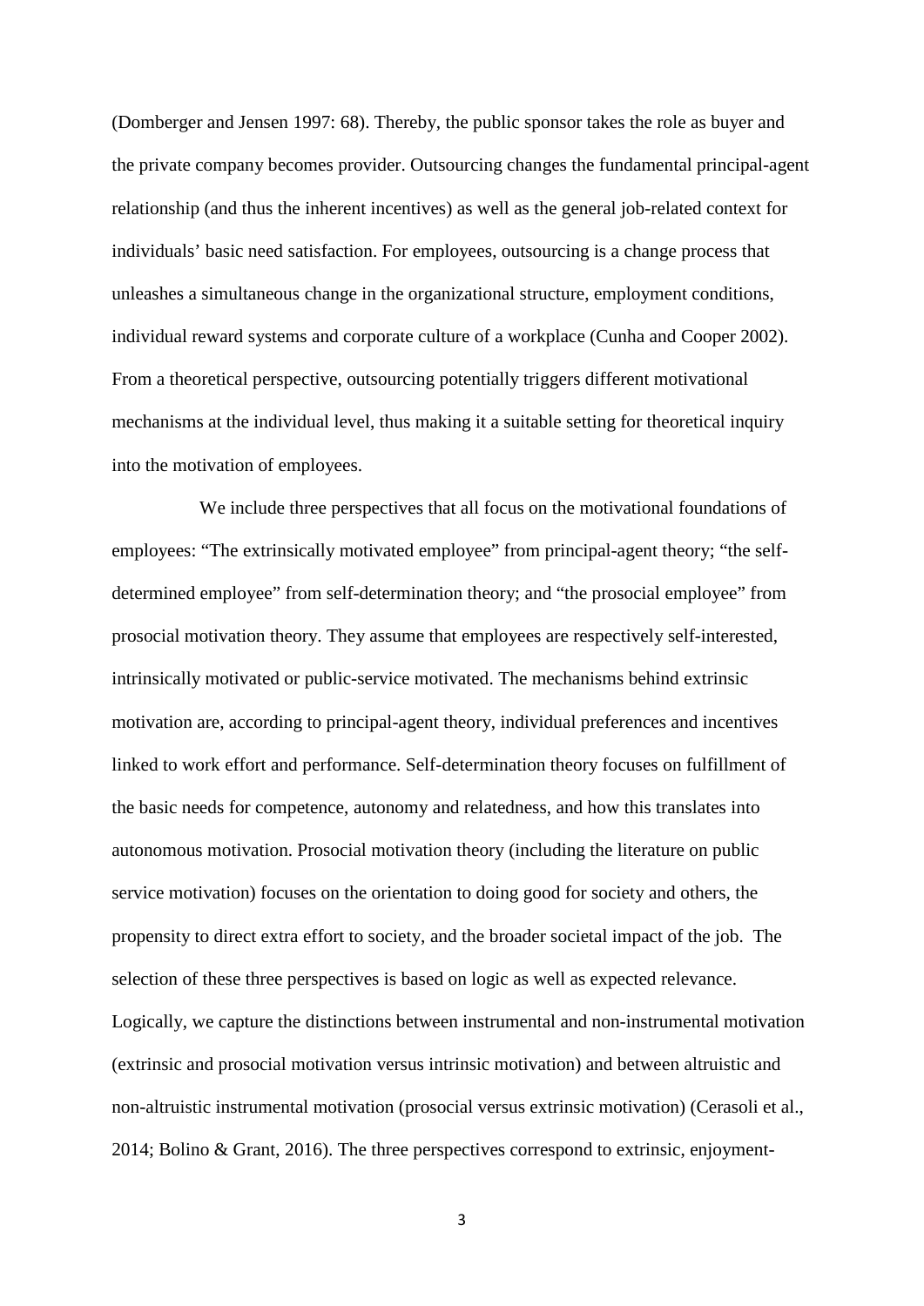(Domberger and Jensen 1997: 68). Thereby, the public sponsor takes the role as buyer and the private company becomes provider. Outsourcing changes the fundamental principal-agent relationship (and thus the inherent incentives) as well as the general job-related context for individuals' basic need satisfaction. For employees, outsourcing is a change process that unleashes a simultaneous change in the organizational structure, employment conditions, individual reward systems and corporate culture of a workplace (Cunha and Cooper 2002). From a theoretical perspective, outsourcing potentially triggers different motivational mechanisms at the individual level, thus making it a suitable setting for theoretical inquiry into the motivation of employees.

We include three perspectives that all focus on the motivational foundations of employees: "The extrinsically motivated employee" from principal-agent theory; "the self-determined employee" from self-determination theory; and "the prosocial employee" from prosocial motivation theory. They assume that employees are respectively self-interested, intrinsically motivated or public-service motivated. The mechanisms behind extrinsic motivation are, according to principal-agent theory, individual preferences and incentives linked to work effort and performance. Self-determination theory focuses on fulfillment of the basic needs for competence, autonomy and relatedness, and how this translates into autonomous motivation. Prosocial motivation theory (including the literature on public service motivation) focuses on the orientation to doing good for society and others, the propensity to direct extra effort to society, and the broader societal impact of the job. The selection of these three perspectives is based on logic as well as expected relevance. Logically, we capture the distinctions between instrumental and non-instrumental motivation (extrinsic and prosocial motivation versus intrinsic motivation) and between altruistic and non-altruistic instrumental motivation (prosocial versus extrinsic motivation) (Cerasoli et al., 2014; Bolino & Grant, 2016). The three perspectives correspond to extrinsic, enjoyment-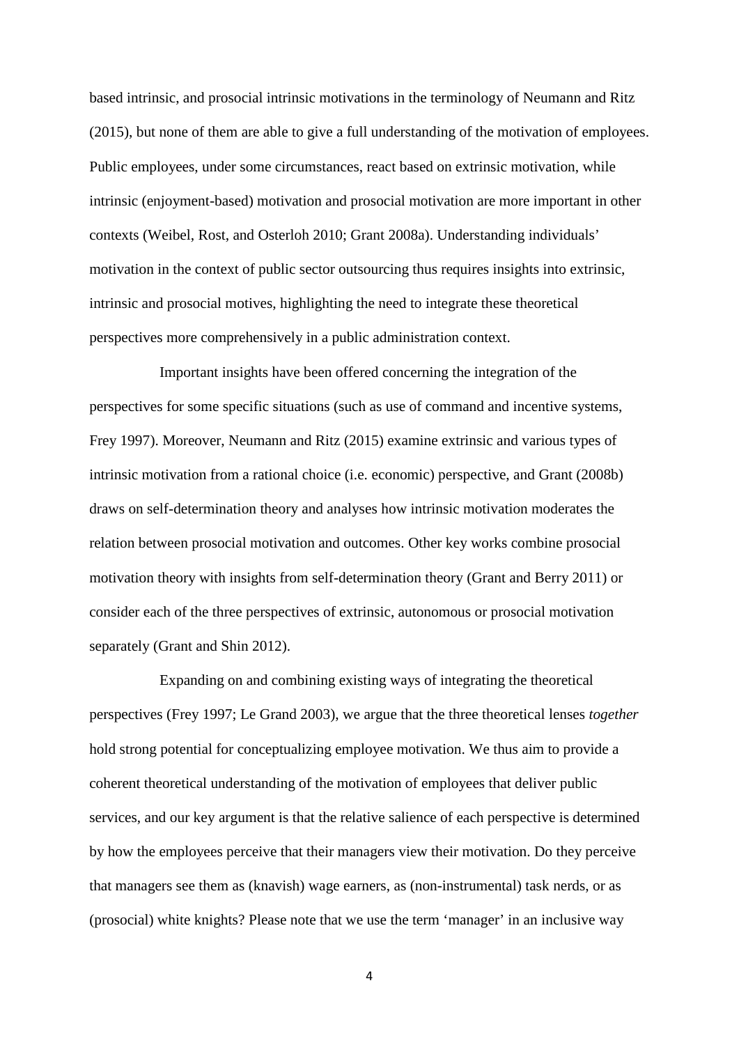based intrinsic, and prosocial intrinsic motivations in the terminology of Neumann and Ritz (2015), but none of them are able to give a full understanding of the motivation of employees. Public employees, under some circumstances, react based on extrinsic motivation, while intrinsic (enjoyment-based) motivation and prosocial motivation are more important in other contexts (Weibel, Rost, and Osterloh 2010; Grant 2008a). Understanding individuals' motivation in the context of public sector outsourcing thus requires insights into extrinsic, intrinsic and prosocial motives, highlighting the need to integrate these theoretical perspectives more comprehensively in a public administration context.

Important insights have been offered concerning the integration of the perspectives for some specific situations (such as use of command and incentive systems, Frey 1997). Moreover, Neumann and Ritz (2015) examine extrinsic and various types of intrinsic motivation from a rational choice (i.e. economic) perspective, and Grant (2008b) draws on self-determination theory and analyses how intrinsic motivation moderates the relation between prosocial motivation and outcomes. Other key works combine prosocial motivation theory with insights from self-determination theory (Grant and Berry 2011) or consider each of the three perspectives of extrinsic, autonomous or prosocial motivation separately (Grant and Shin 2012).

Expanding on and combining existing ways of integrating the theoretical perspectives (Frey 1997; Le Grand 2003), we argue that the three theoretical lenses *together* hold strong potential for conceptualizing employee motivation. We thus aim to provide a coherent theoretical understanding of the motivation of employees that deliver public services, and our key argument is that the relative salience of each perspective is determined by how the employees perceive that their managers view their motivation. Do they perceive that managers see them as (knavish) wage earners, as (non-instrumental) task nerds, or as (prosocial) white knights? Please note that we use the term 'manager' in an inclusive way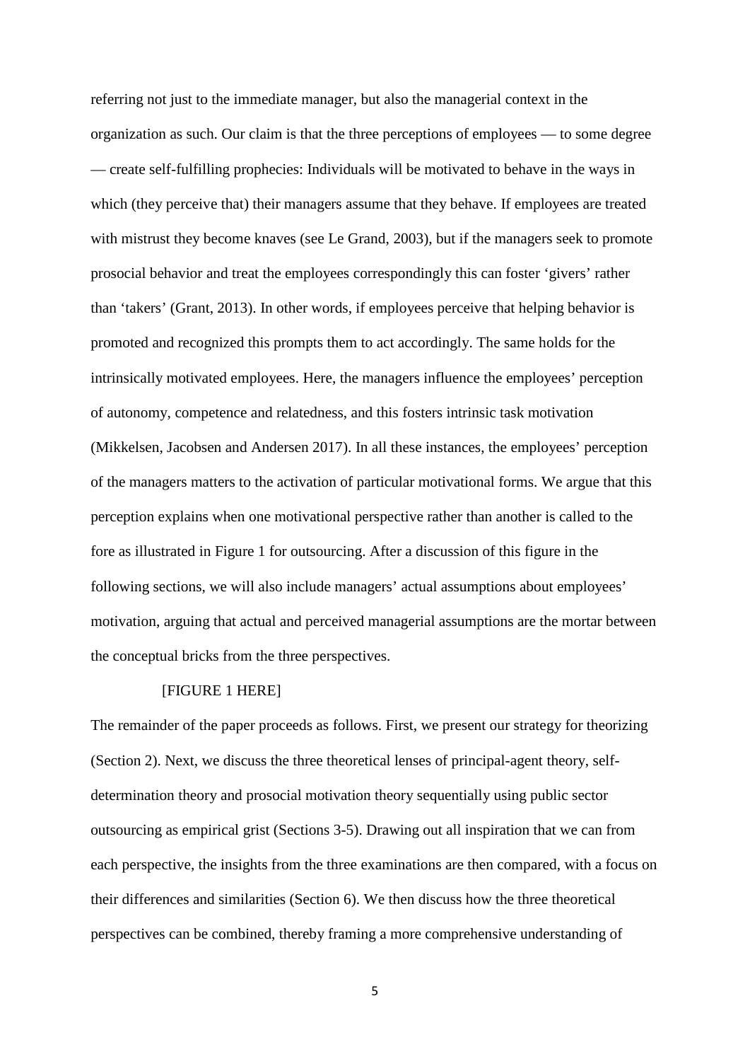referring not just to the immediate manager, but also the managerial context in the organization as such. Our claim is that the three perceptions of employees — to some degree — create self-fulfilling prophecies: Individuals will be motivated to behave in the ways in which (they perceive that) their managers assume that they behave. If employees are treated with mistrust they become knaves (see Le Grand, 2003), but if the managers seek to promote prosocial behavior and treat the employees correspondingly this can foster 'givers' rather than 'takers' (Grant, 2013). In other words, if employees perceive that helping behavior is promoted and recognized this prompts them to act accordingly. The same holds for the intrinsically motivated employees. Here, the managers influence the employees' perception of autonomy, competence and relatedness, and this fosters intrinsic task motivation (Mikkelsen, Jacobsen and Andersen 2017). In all these instances, the employees' perception of the managers matters to the activation of particular motivational forms. We argue that this perception explains when one motivational perspective rather than another is called to the fore as illustrated in Figure 1 for outsourcing. After a discussion of this figure in the following sections, we will also include managers' actual assumptions about employees' motivation, arguing that actual and perceived managerial assumptions are the mortar between the conceptual bricks from the three perspectives.

[FIGURE 1 HERE]

The remainder of the paper proceeds as follows. First, we present our strategy for theorizing (Section 2). Next, we discuss the three theoretical lenses of principal-agent theory, self-determination theory and prosocial motivation theory sequentially using public sector outsourcing as empirical grist (Sections 3-5). Drawing out all inspiration that we can from each perspective, the insights from the three examinations are then compared, with a focus on their differences and similarities (Section 6). We then discuss how the three theoretical perspectives can be combined, thereby framing a more comprehensive understanding of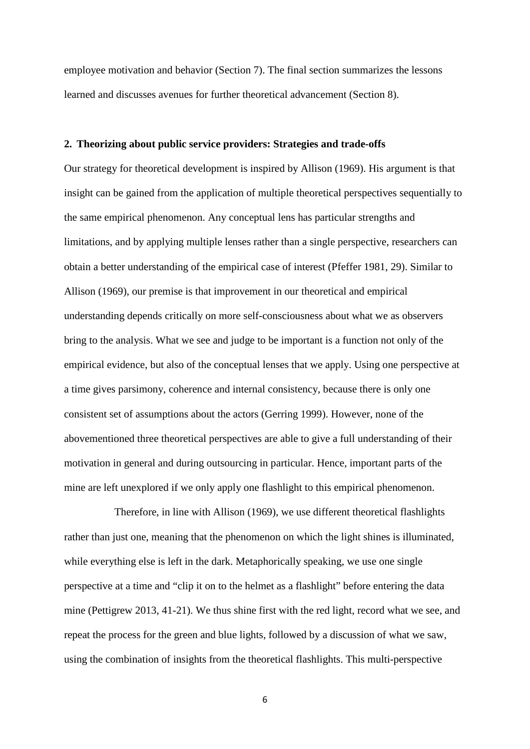employee motivation and behavior (Section 7). The final section summarizes the lessons learned and discusses avenues for further theoretical advancement (Section 8).

## 2. Theorizing about public service providers: Strategies and trade-offs

Our strategy for theoretical development is inspired by Allison (1969). His argument is that insight can be gained from the application of multiple theoretical perspectives sequentially to the same empirical phenomenon. Any conceptual lens has particular strengths and limitations, and by applying multiple lenses rather than a single perspective, researchers can obtain a better understanding of the empirical case of interest (Pfeffer 1981, 29). Similar to Allison (1969), our premise is that improvement in our theoretical and empirical understanding depends critically on more self-consciousness about what we as observers bring to the analysis. What we see and judge to be important is a function not only of the empirical evidence, but also of the conceptual lenses that we apply. Using one perspective at a time gives parsimony, coherence and internal consistency, because there is only one consistent set of assumptions about the actors (Gerring 1999). However, none of the abovementioned three theoretical perspectives are able to give a full understanding of their motivation in general and during outsourcing in particular. Hence, important parts of the mine are left unexplored if we only apply one flashlight to this empirical phenomenon.

Therefore, in line with Allison (1969), we use different theoretical flashlights rather than just one, meaning that the phenomenon on which the light shines is illuminated, while everything else is left in the dark. Metaphorically speaking, we use one single perspective at a time and "clip it on to the helmet as a flashlight" before entering the data mine (Pettigrew 2013, 41-21). We thus shine first with the red light, record what we see, and repeat the process for the green and blue lights, followed by a discussion of what we saw, using the combination of insights from the theoretical flashlights. This multi-perspective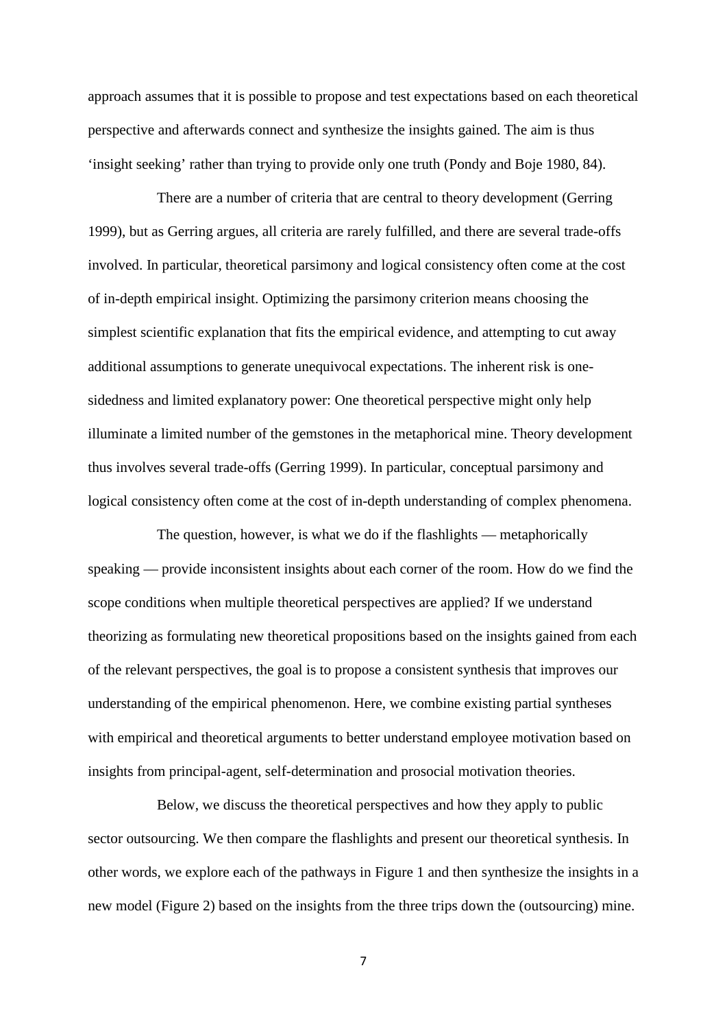approach assumes that it is possible to propose and test expectations based on each theoretical perspective and afterwards connect and synthesize the insights gained. The aim is thus 'insight seeking' rather than trying to provide only one truth (Pondy and Boje 1980, 84).

There are a number of criteria that are central to theory development (Gerring 1999), but as Gerring argues, all criteria are rarely fulfilled, and there are several trade-offs involved. In particular, theoretical parsimony and logical consistency often come at the cost of in-depth empirical insight. Optimizing the parsimony criterion means choosing the simplest scientific explanation that fits the empirical evidence, and attempting to cut away additional assumptions to generate unequivocal expectations. The inherent risk is one-sidedness and limited explanatory power: One theoretical perspective might only help illuminate a limited number of the gemstones in the metaphorical mine. Theory development thus involves several trade-offs (Gerring 1999). In particular, conceptual parsimony and logical consistency often come at the cost of in-depth understanding of complex phenomena.

The question, however, is what we do if the flashlights — metaphorically speaking — provide inconsistent insights about each corner of the room. How do we find the scope conditions when multiple theoretical perspectives are applied? If we understand theorizing as formulating new theoretical propositions based on the insights gained from each of the relevant perspectives, the goal is to propose a consistent synthesis that improves our understanding of the empirical phenomenon. Here, we combine existing partial syntheses with empirical and theoretical arguments to better understand employee motivation based on insights from principal-agent, self-determination and prosocial motivation theories.

Below, we discuss the theoretical perspectives and how they apply to public sector outsourcing. We then compare the flashlights and present our theoretical synthesis. In other words, we explore each of the pathways in Figure 1 and then synthesize the insights in a new model (Figure 2) based on the insights from the three trips down the (outsourcing) mine.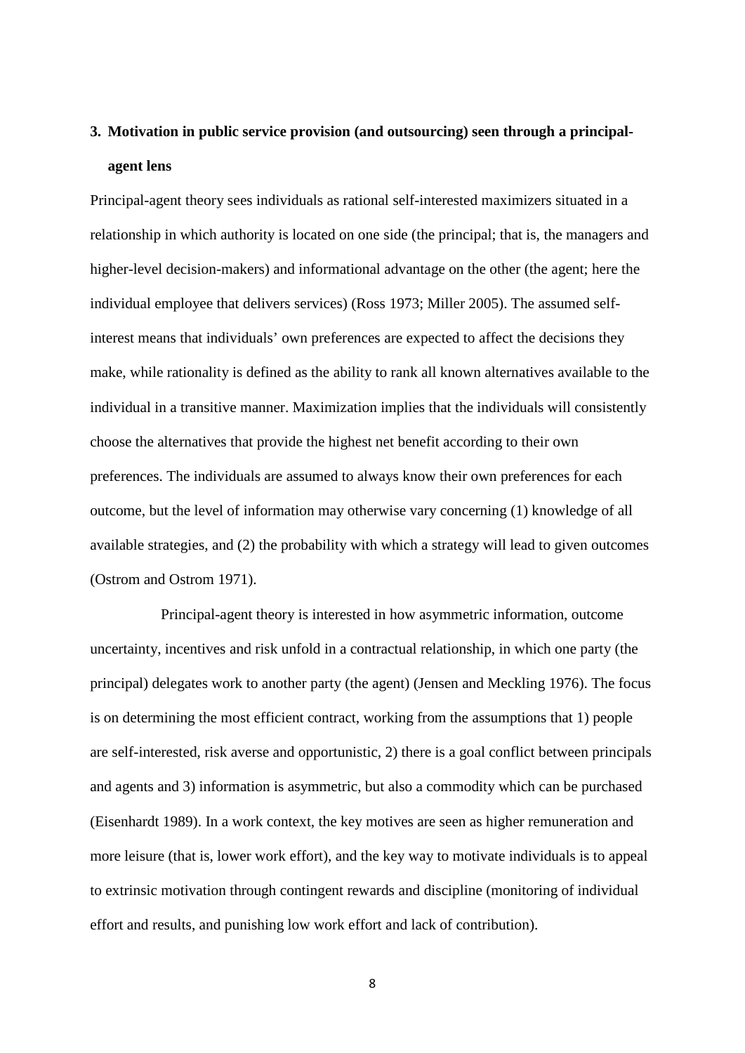## 3. Motivation in public service provision (and outsourcing) seen through a principal-agent lens

Principal-agent theory sees individuals as rational self-interested maximizers situated in a relationship in which authority is located on one side (the principal; that is, the managers and higher-level decision-makers) and informational advantage on the other (the agent; here the individual employee that delivers services) (Ross 1973; Miller 2005). The assumed self-interest means that individuals' own preferences are expected to affect the decisions they make, while rationality is defined as the ability to rank all known alternatives available to the individual in a transitive manner. Maximization implies that the individuals will consistently choose the alternatives that provide the highest net benefit according to their own preferences. The individuals are assumed to always know their own preferences for each outcome, but the level of information may otherwise vary concerning (1) knowledge of all available strategies, and (2) the probability with which a strategy will lead to given outcomes (Ostrom and Ostrom 1971).

Principal-agent theory is interested in how asymmetric information, outcome uncertainty, incentives and risk unfold in a contractual relationship, in which one party (the principal) delegates work to another party (the agent) (Jensen and Meckling 1976). The focus is on determining the most efficient contract, working from the assumptions that 1) people are self-interested, risk averse and opportunistic, 2) there is a goal conflict between principals and agents and 3) information is asymmetric, but also a commodity which can be purchased (Eisenhardt 1989). In a work context, the key motives are seen as higher remuneration and more leisure (that is, lower work effort), and the key way to motivate individuals is to appeal to extrinsic motivation through contingent rewards and discipline (monitoring of individual effort and results, and punishing low work effort and lack of contribution).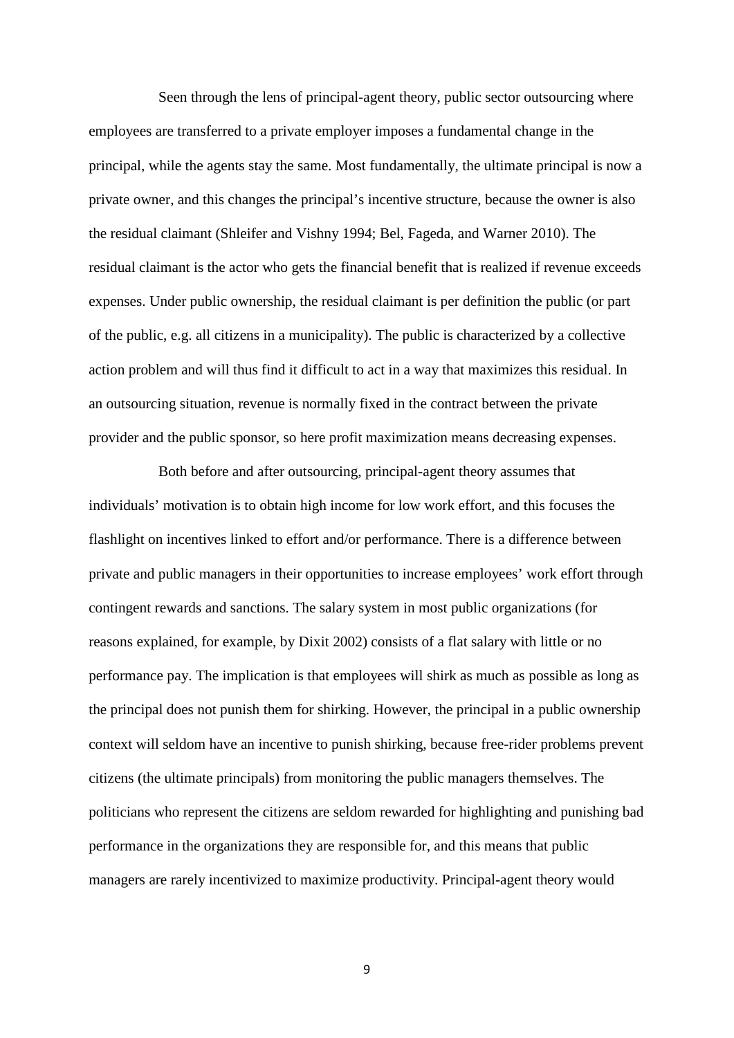Seen through the lens of principal-agent theory, public sector outsourcing where employees are transferred to a private employer imposes a fundamental change in the principal, while the agents stay the same. Most fundamentally, the ultimate principal is now a private owner, and this changes the principal's incentive structure, because the owner is also the residual claimant (Shleifer and Vishny 1994; Bel, Fageda, and Warner 2010). The residual claimant is the actor who gets the financial benefit that is realized if revenue exceeds expenses. Under public ownership, the residual claimant is per definition the public (or part of the public, e.g. all citizens in a municipality). The public is characterized by a collective action problem and will thus find it difficult to act in a way that maximizes this residual. In an outsourcing situation, revenue is normally fixed in the contract between the private provider and the public sponsor, so here profit maximization means decreasing expenses.

Both before and after outsourcing, principal-agent theory assumes that individuals' motivation is to obtain high income for low work effort, and this focuses the flashlight on incentives linked to effort and/or performance. There is a difference between private and public managers in their opportunities to increase employees' work effort through contingent rewards and sanctions. The salary system in most public organizations (for reasons explained, for example, by Dixit 2002) consists of a flat salary with little or no performance pay. The implication is that employees will shirk as much as possible as long as the principal does not punish them for shirking. However, the principal in a public ownership context will seldom have an incentive to punish shirking, because free-rider problems prevent citizens (the ultimate principals) from monitoring the public managers themselves. The politicians who represent the citizens are seldom rewarded for highlighting and punishing bad performance in the organizations they are responsible for, and this means that public managers are rarely incentivized to maximize productivity. Principal-agent theory would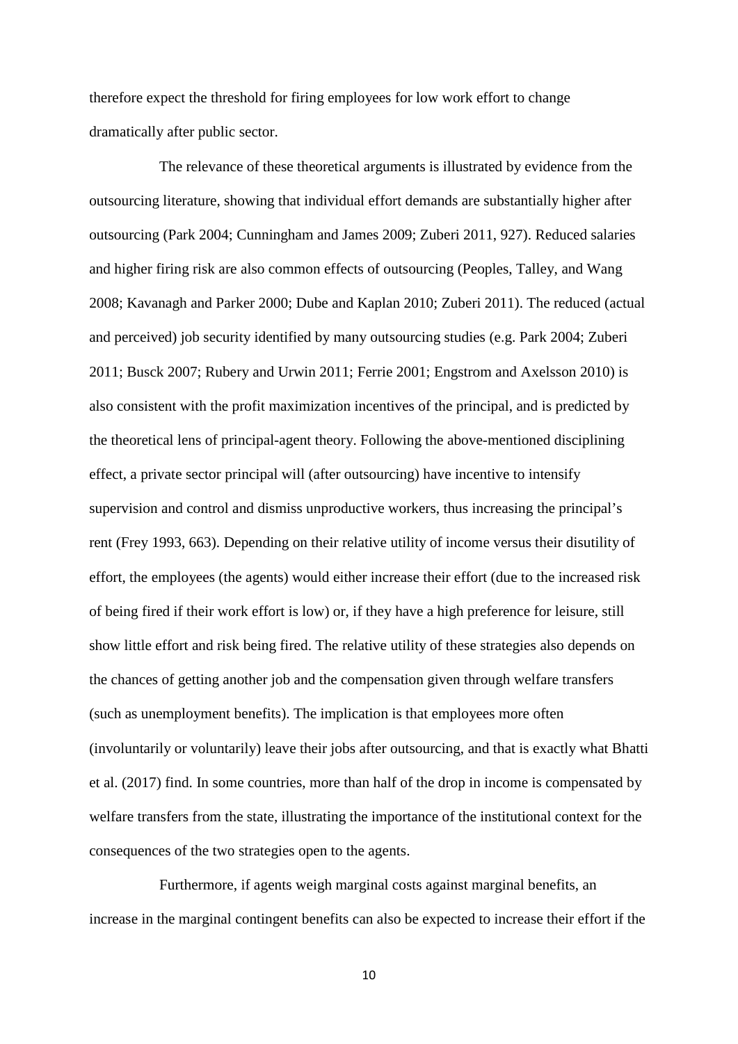therefore expect the threshold for firing employees for low work effort to change dramatically after public sector.

The relevance of these theoretical arguments is illustrated by evidence from the outsourcing literature, showing that individual effort demands are substantially higher after outsourcing (Park 2004; Cunningham and James 2009; Zuberi 2011, 927). Reduced salaries and higher firing risk are also common effects of outsourcing (Peoples, Talley, and Wang 2008; Kavanagh and Parker 2000; Dube and Kaplan 2010; Zuberi 2011). The reduced (actual and perceived) job security identified by many outsourcing studies (e.g. Park 2004; Zuberi 2011; Busck 2007; Rubery and Urwin 2011; Ferrie 2001; Engstrom and Axelsson 2010) is also consistent with the profit maximization incentives of the principal, and is predicted by the theoretical lens of principal-agent theory. Following the above-mentioned disciplining effect, a private sector principal will (after outsourcing) have incentive to intensify supervision and control and dismiss unproductive workers, thus increasing the principal's rent (Frey 1993, 663). Depending on their relative utility of income versus their disutility of effort, the employees (the agents) would either increase their effort (due to the increased risk of being fired if their work effort is low) or, if they have a high preference for leisure, still show little effort and risk being fired. The relative utility of these strategies also depends on the chances of getting another job and the compensation given through welfare transfers (such as unemployment benefits). The implication is that employees more often (involuntarily or voluntarily) leave their jobs after outsourcing, and that is exactly what Bhatti et al. (2017) find. In some countries, more than half of the drop in income is compensated by welfare transfers from the state, illustrating the importance of the institutional context for the consequences of the two strategies open to the agents.

Furthermore, if agents weigh marginal costs against marginal benefits, an increase in the marginal contingent benefits can also be expected to increase their effort if the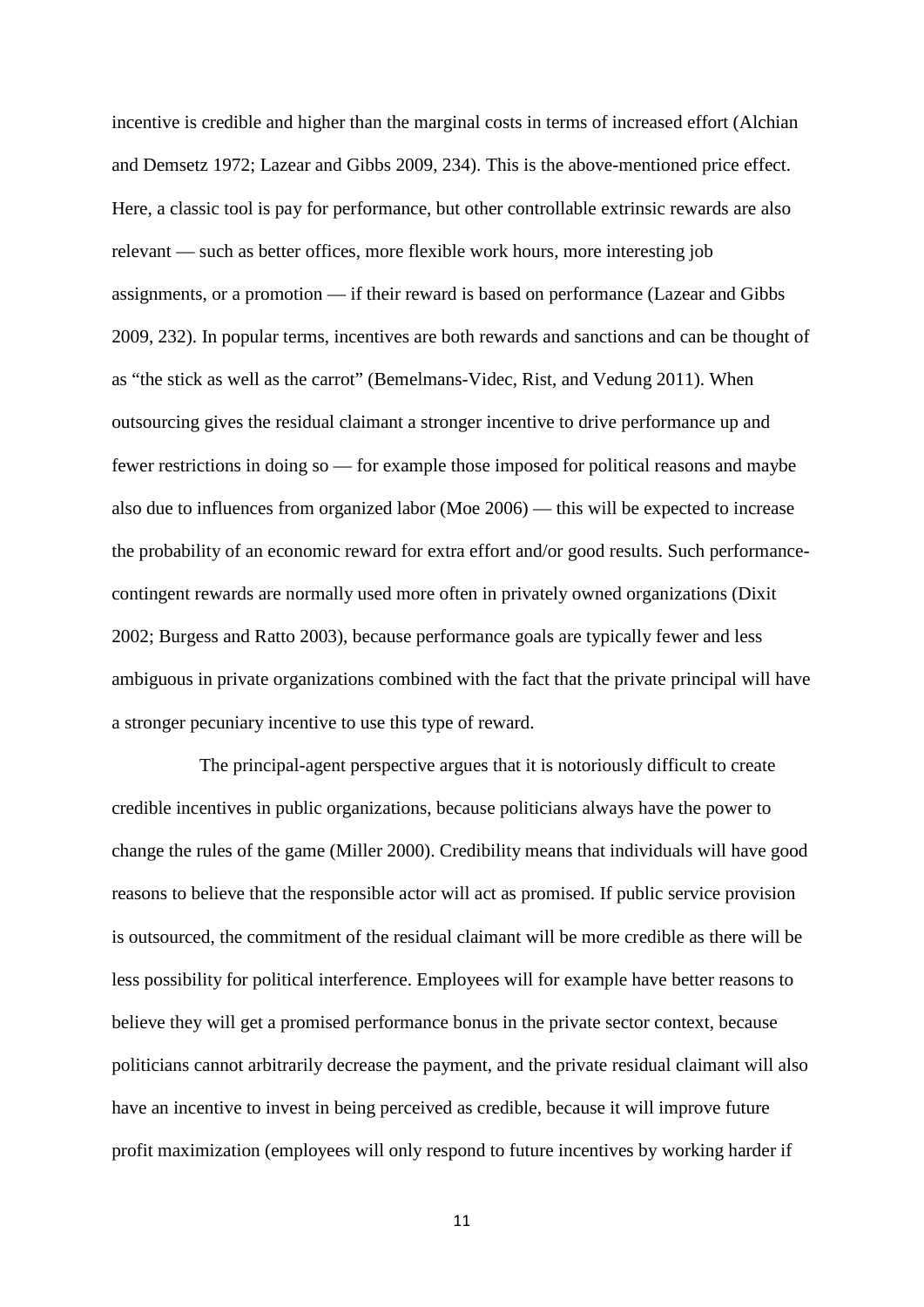incentive is credible and higher than the marginal costs in terms of increased effort (Alchian and Demsetz 1972; Lazear and Gibbs 2009, 234). This is the above-mentioned price effect. Here, a classic tool is pay for performance, but other controllable extrinsic rewards are also relevant — such as better offices, more flexible work hours, more interesting job assignments, or a promotion — if their reward is based on performance (Lazear and Gibbs 2009, 232). In popular terms, incentives are both rewards and sanctions and can be thought of as "the stick as well as the carrot" (Bemelmans-Videc, Rist, and Vedung 2011). When outsourcing gives the residual claimant a stronger incentive to drive performance up and fewer restrictions in doing so — for example those imposed for political reasons and maybe also due to influences from organized labor (Moe 2006) — this will be expected to increase the probability of an economic reward for extra effort and/or good results. Such performance-contingent rewards are normally used more often in privately owned organizations (Dixit 2002; Burgess and Ratto 2003), because performance goals are typically fewer and less ambiguous in private organizations combined with the fact that the private principal will have a stronger pecuniary incentive to use this type of reward.

The principal-agent perspective argues that it is notoriously difficult to create credible incentives in public organizations, because politicians always have the power to change the rules of the game (Miller 2000). Credibility means that individuals will have good reasons to believe that the responsible actor will act as promised. If public service provision is outsourced, the commitment of the residual claimant will be more credible as there will be less possibility for political interference. Employees will for example have better reasons to believe they will get a promised performance bonus in the private sector context, because politicians cannot arbitrarily decrease the payment, and the private residual claimant will also have an incentive to invest in being perceived as credible, because it will improve future profit maximization (employees will only respond to future incentives by working harder if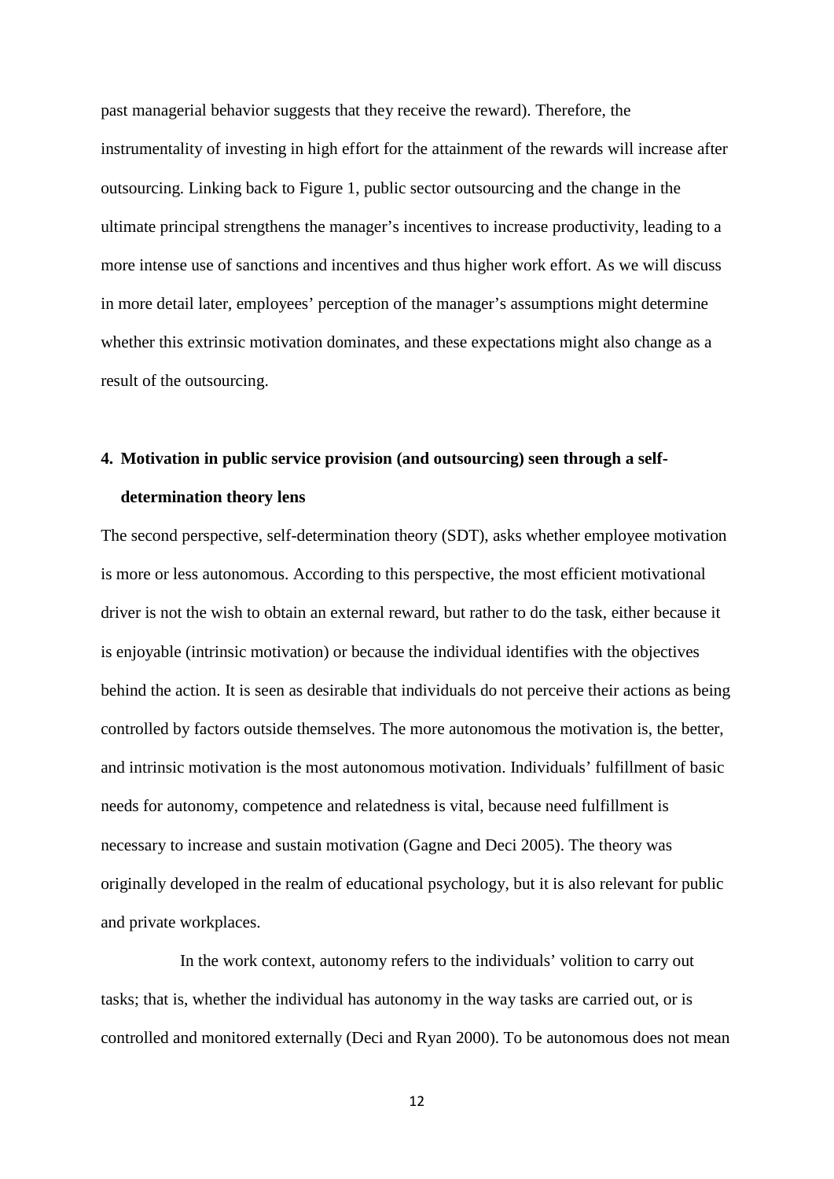past managerial behavior suggests that they receive the reward). Therefore, the instrumentality of investing in high effort for the attainment of the rewards will increase after outsourcing. Linking back to Figure 1, public sector outsourcing and the change in the ultimate principal strengthens the manager's incentives to increase productivity, leading to a more intense use of sanctions and incentives and thus higher work effort. As we will discuss in more detail later, employees' perception of the manager's assumptions might determine whether this extrinsic motivation dominates, and these expectations might also change as a result of the outsourcing.

## 4. Motivation in public service provision (and outsourcing) seen through a self-determination theory lens

The second perspective, self-determination theory (SDT), asks whether employee motivation is more or less autonomous. According to this perspective, the most efficient motivational driver is not the wish to obtain an external reward, but rather to do the task, either because it is enjoyable (intrinsic motivation) or because the individual identifies with the objectives behind the action. It is seen as desirable that individuals do not perceive their actions as being controlled by factors outside themselves. The more autonomous the motivation is, the better, and intrinsic motivation is the most autonomous motivation. Individuals' fulfillment of basic needs for autonomy, competence and relatedness is vital, because need fulfillment is necessary to increase and sustain motivation (Gagne and Deci 2005). The theory was originally developed in the realm of educational psychology, but it is also relevant for public and private workplaces.

In the work context, autonomy refers to the individuals' volition to carry out tasks; that is, whether the individual has autonomy in the way tasks are carried out, or is controlled and monitored externally (Deci and Ryan 2000). To be autonomous does not mean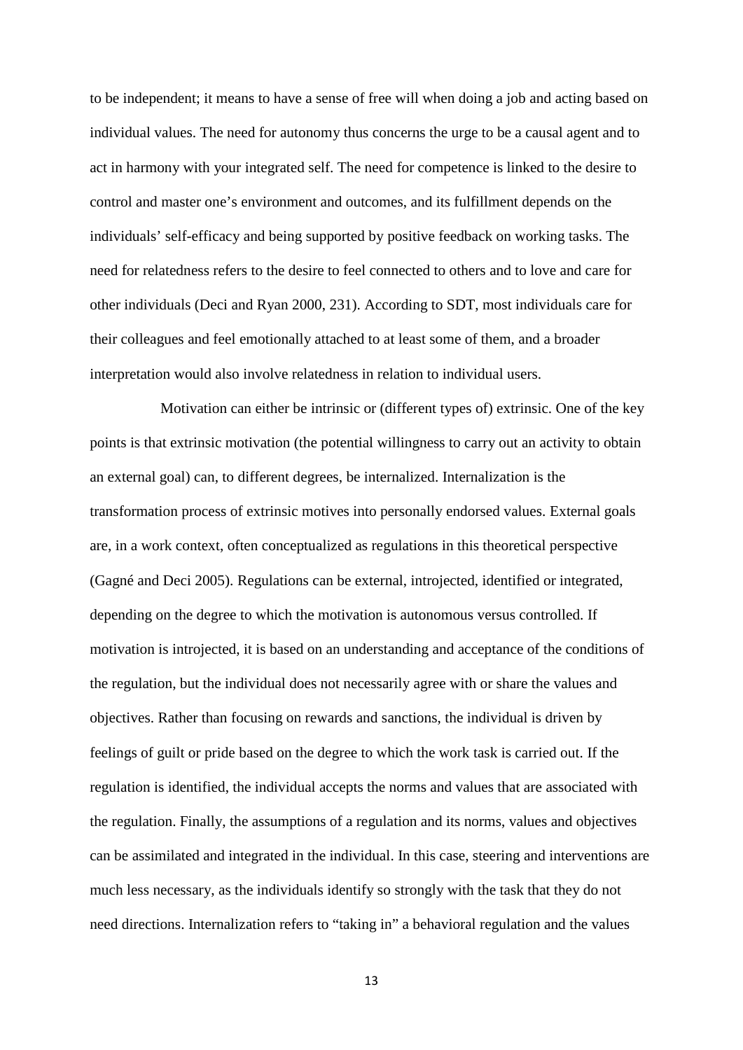to be independent; it means to have a sense of free will when doing a job and acting based on individual values. The need for autonomy thus concerns the urge to be a causal agent and to act in harmony with your integrated self. The need for competence is linked to the desire to control and master one's environment and outcomes, and its fulfillment depends on the individuals' self-efficacy and being supported by positive feedback on working tasks. The need for relatedness refers to the desire to feel connected to others and to love and care for other individuals (Deci and Ryan 2000, 231). According to SDT, most individuals care for their colleagues and feel emotionally attached to at least some of them, and a broader interpretation would also involve relatedness in relation to individual users.

Motivation can either be intrinsic or (different types of) extrinsic. One of the key points is that extrinsic motivation (the potential willingness to carry out an activity to obtain an external goal) can, to different degrees, be internalized. Internalization is the transformation process of extrinsic motives into personally endorsed values. External goals are, in a work context, often conceptualized as regulations in this theoretical perspective (Gagné and Deci 2005). Regulations can be external, introjected, identified or integrated, depending on the degree to which the motivation is autonomous versus controlled. If motivation is introjected, it is based on an understanding and acceptance of the conditions of the regulation, but the individual does not necessarily agree with or share the values and objectives. Rather than focusing on rewards and sanctions, the individual is driven by feelings of guilt or pride based on the degree to which the work task is carried out. If the regulation is identified, the individual accepts the norms and values that are associated with the regulation. Finally, the assumptions of a regulation and its norms, values and objectives can be assimilated and integrated in the individual. In this case, steering and interventions are much less necessary, as the individuals identify so strongly with the task that they do not need directions. Internalization refers to "taking in" a behavioral regulation and the values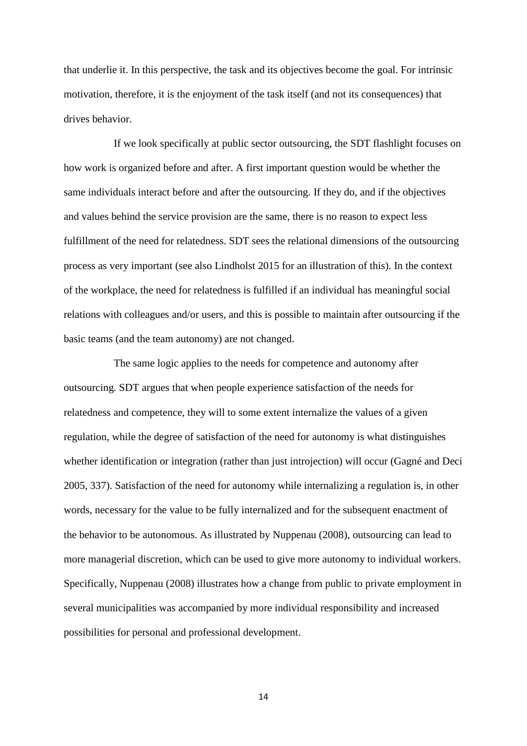that underlie it. In this perspective, the task and its objectives become the goal. For intrinsic motivation, therefore, it is the enjoyment of the task itself (and not its consequences) that drives behavior.

If we look specifically at public sector outsourcing, the SDT flashlight focuses on how work is organized before and after. A first important question would be whether the same individuals interact before and after the outsourcing. If they do, and if the objectives and values behind the service provision are the same, there is no reason to expect less fulfillment of the need for relatedness. SDT sees the relational dimensions of the outsourcing process as very important (see also Lindholst 2015 for an illustration of this). In the context of the workplace, the need for relatedness is fulfilled if an individual has meaningful social relations with colleagues and/or users, and this is possible to maintain after outsourcing if the basic teams (and the team autonomy) are not changed.

The same logic applies to the needs for competence and autonomy after outsourcing. SDT argues that when people experience satisfaction of the needs for relatedness and competence, they will to some extent internalize the values of a given regulation, while the degree of satisfaction of the need for autonomy is what distinguishes whether identification or integration (rather than just introjection) will occur (Gagné and Deci 2005, 337). Satisfaction of the need for autonomy while internalizing a regulation is, in other words, necessary for the value to be fully internalized and for the subsequent enactment of the behavior to be autonomous. As illustrated by Nuppenau (2008), outsourcing can lead to more managerial discretion, which can be used to give more autonomy to individual workers. Specifically, Nuppenau (2008) illustrates how a change from public to private employment in several municipalities was accompanied by more individual responsibility and increased possibilities for personal and professional development.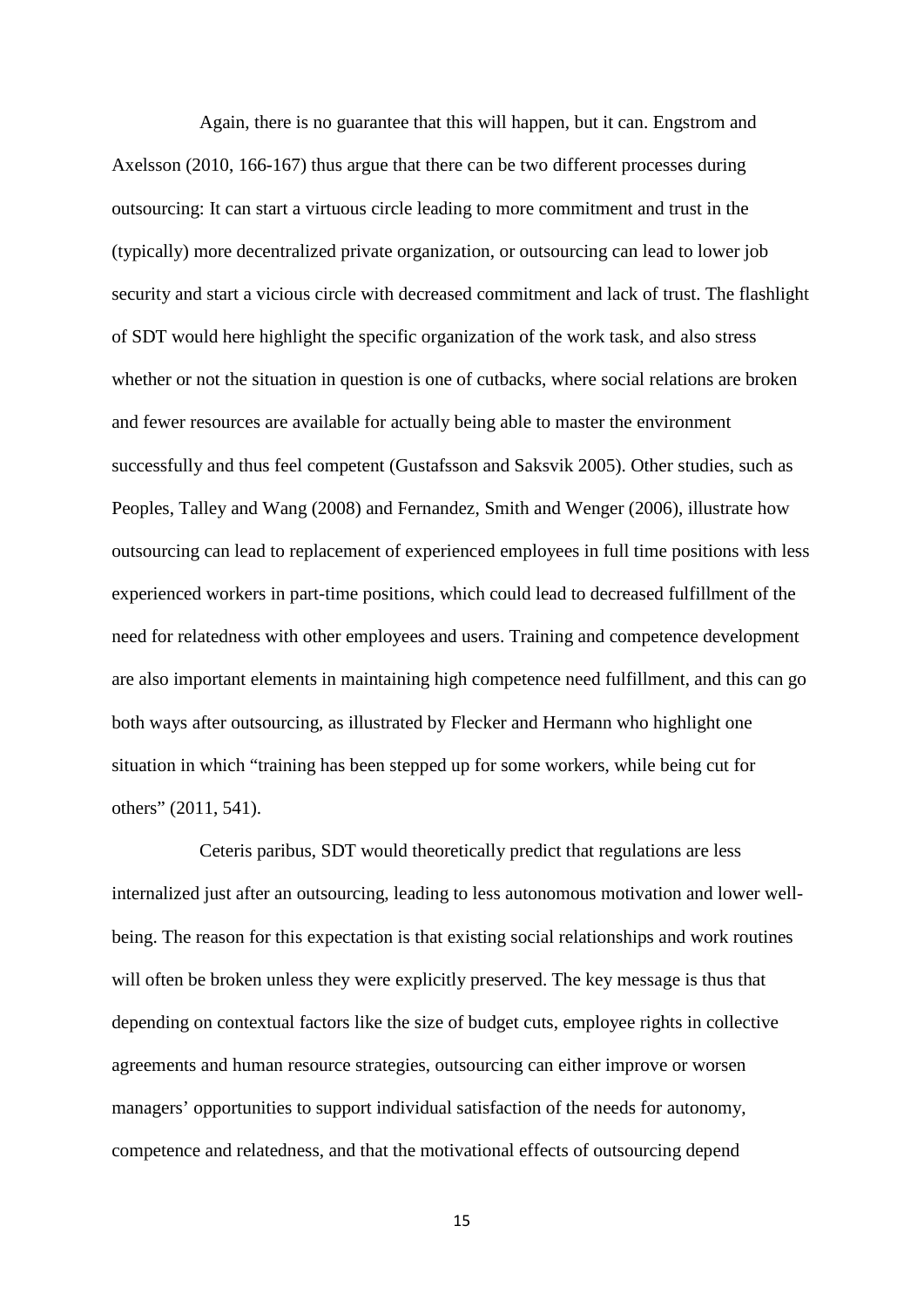Again, there is no guarantee that this will happen, but it can. Engstrom and Axelsson (2010, 166-167) thus argue that there can be two different processes during outsourcing: It can start a virtuous circle leading to more commitment and trust in the (typically) more decentralized private organization, or outsourcing can lead to lower job security and start a vicious circle with decreased commitment and lack of trust. The flashlight of SDT would here highlight the specific organization of the work task, and also stress whether or not the situation in question is one of cutbacks, where social relations are broken and fewer resources are available for actually being able to master the environment successfully and thus feel competent (Gustafsson and Saksvik 2005). Other studies, such as Peoples, Talley and Wang (2008) and Fernandez, Smith and Wenger (2006), illustrate how outsourcing can lead to replacement of experienced employees in full time positions with less experienced workers in part-time positions, which could lead to decreased fulfillment of the need for relatedness with other employees and users. Training and competence development are also important elements in maintaining high competence need fulfillment, and this can go both ways after outsourcing, as illustrated by Flecker and Hermann who highlight one situation in which "training has been stepped up for some workers, while being cut for others" (2011, 541).

Ceteris paribus, SDT would theoretically predict that regulations are less internalized just after an outsourcing, leading to less autonomous motivation and lower well-being. The reason for this expectation is that existing social relationships and work routines will often be broken unless they were explicitly preserved. The key message is thus that depending on contextual factors like the size of budget cuts, employee rights in collective agreements and human resource strategies, outsourcing can either improve or worsen managers' opportunities to support individual satisfaction of the needs for autonomy, competence and relatedness, and that the motivational effects of outsourcing depend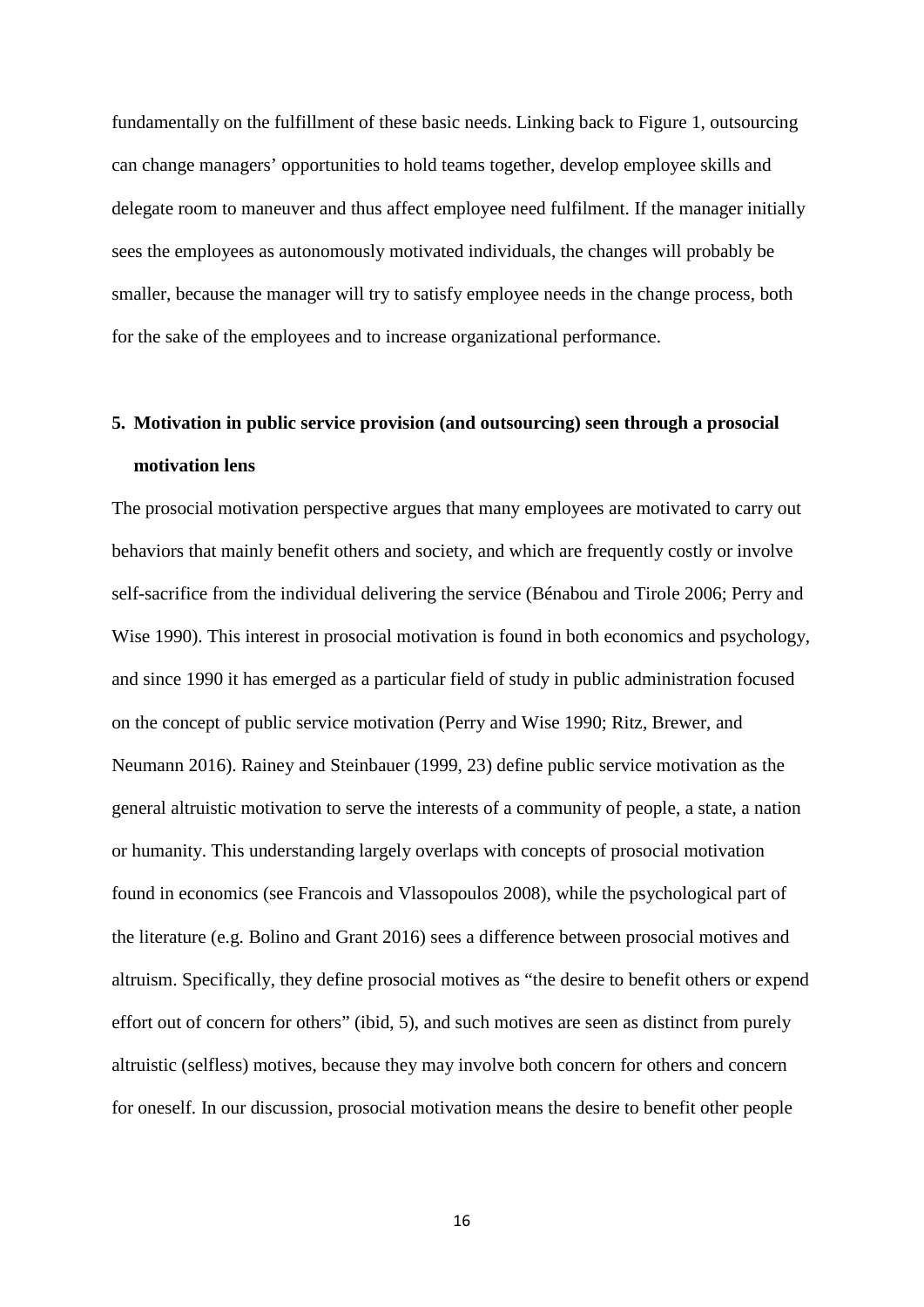fundamentally on the fulfillment of these basic needs. Linking back to Figure 1, outsourcing can change managers' opportunities to hold teams together, develop employee skills and delegate room to maneuver and thus affect employee need fulfilment. If the manager initially sees the employees as autonomously motivated individuals, the changes will probably be smaller, because the manager will try to satisfy employee needs in the change process, both for the sake of the employees and to increase organizational performance.

## 5. Motivation in public service provision (and outsourcing) seen through a prosocial motivation lens

The prosocial motivation perspective argues that many employees are motivated to carry out behaviors that mainly benefit others and society, and which are frequently costly or involve self-sacrifice from the individual delivering the service (Bénabou and Tirole 2006; Perry and Wise 1990). This interest in prosocial motivation is found in both economics and psychology, and since 1990 it has emerged as a particular field of study in public administration focused on the concept of public service motivation (Perry and Wise 1990; Ritz, Brewer, and Neumann 2016). Rainey and Steinbauer (1999, 23) define public service motivation as the general altruistic motivation to serve the interests of a community of people, a state, a nation or humanity. This understanding largely overlaps with concepts of prosocial motivation found in economics (see Francois and Vlassopoulos 2008), while the psychological part of the literature (e.g. Bolino and Grant 2016) sees a difference between prosocial motives and altruism. Specifically, they define prosocial motives as "the desire to benefit others or expend effort out of concern for others" (ibid, 5), and such motives are seen as distinct from purely altruistic (selfless) motives, because they may involve both concern for others and concern for oneself. In our discussion, prosocial motivation means the desire to benefit other people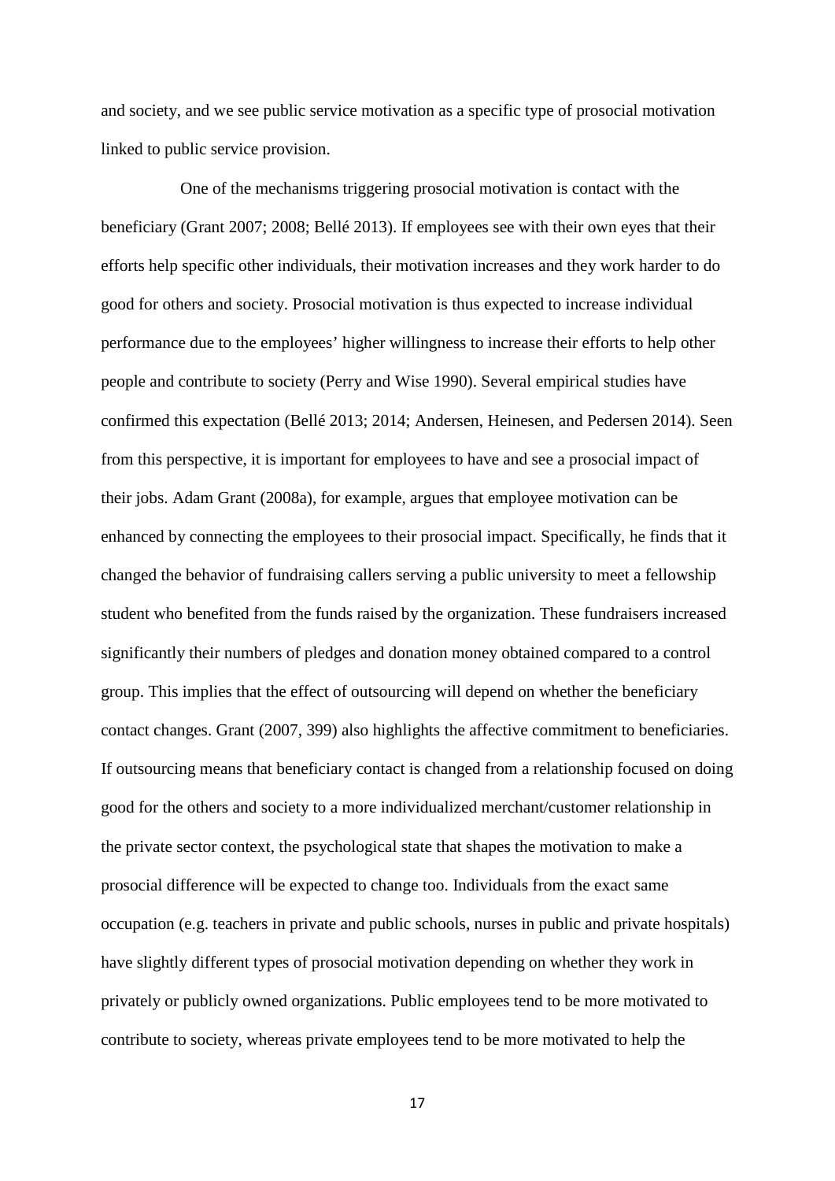and society, and we see public service motivation as a specific type of prosocial motivation linked to public service provision.

One of the mechanisms triggering prosocial motivation is contact with the beneficiary (Grant 2007; 2008; Bellé 2013). If employees see with their own eyes that their efforts help specific other individuals, their motivation increases and they work harder to do good for others and society. Prosocial motivation is thus expected to increase individual performance due to the employees' higher willingness to increase their efforts to help other people and contribute to society (Perry and Wise 1990). Several empirical studies have confirmed this expectation (Bellé 2013; 2014; Andersen, Heinesen, and Pedersen 2014). Seen from this perspective, it is important for employees to have and see a prosocial impact of their jobs. Adam Grant (2008a), for example, argues that employee motivation can be enhanced by connecting the employees to their prosocial impact. Specifically, he finds that it changed the behavior of fundraising callers serving a public university to meet a fellowship student who benefited from the funds raised by the organization. These fundraisers increased significantly their numbers of pledges and donation money obtained compared to a control group. This implies that the effect of outsourcing will depend on whether the beneficiary contact changes. Grant (2007, 399) also highlights the affective commitment to beneficiaries. If outsourcing means that beneficiary contact is changed from a relationship focused on doing good for the others and society to a more individualized merchant/customer relationship in the private sector context, the psychological state that shapes the motivation to make a prosocial difference will be expected to change too. Individuals from the exact same occupation (e.g. teachers in private and public schools, nurses in public and private hospitals) have slightly different types of prosocial motivation depending on whether they work in privately or publicly owned organizations. Public employees tend to be more motivated to contribute to society, whereas private employees tend to be more motivated to help the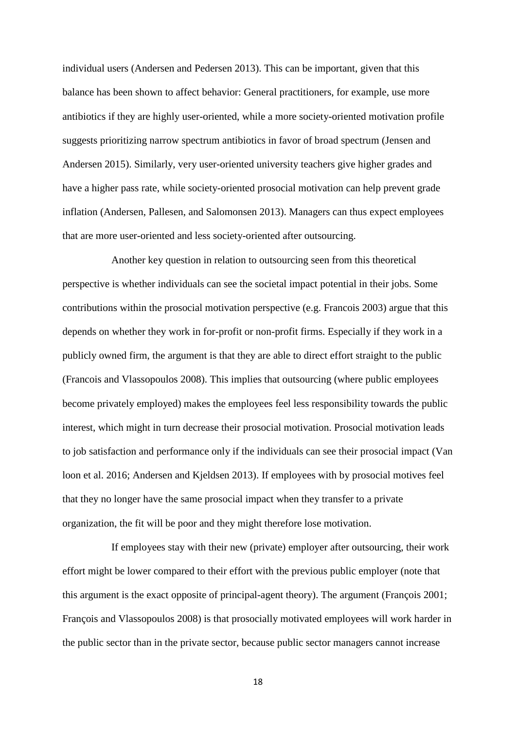individual users (Andersen and Pedersen 2013). This can be important, given that this balance has been shown to affect behavior: General practitioners, for example, use more antibiotics if they are highly user-oriented, while a more society-oriented motivation profile suggests prioritizing narrow spectrum antibiotics in favor of broad spectrum (Jensen and Andersen 2015). Similarly, very user-oriented university teachers give higher grades and have a higher pass rate, while society-oriented prosocial motivation can help prevent grade inflation (Andersen, Pallesen, and Salomonsen 2013). Managers can thus expect employees that are more user-oriented and less society-oriented after outsourcing.

Another key question in relation to outsourcing seen from this theoretical perspective is whether individuals can see the societal impact potential in their jobs. Some contributions within the prosocial motivation perspective (e.g. Francois 2003) argue that this depends on whether they work in for-profit or non-profit firms. Especially if they work in a publicly owned firm, the argument is that they are able to direct effort straight to the public (Francois and Vlassopoulos 2008). This implies that outsourcing (where public employees become privately employed) makes the employees feel less responsibility towards the public interest, which might in turn decrease their prosocial motivation. Prosocial motivation leads to job satisfaction and performance only if the individuals can see their prosocial impact (Van loon et al. 2016; Andersen and Kjeldsen 2013). If employees with by prosocial motives feel that they no longer have the same prosocial impact when they transfer to a private organization, the fit will be poor and they might therefore lose motivation.

If employees stay with their new (private) employer after outsourcing, their work effort might be lower compared to their effort with the previous public employer (note that this argument is the exact opposite of principal-agent theory). The argument (François 2001; François and Vlassopoulos 2008) is that prosocially motivated employees will work harder in the public sector than in the private sector, because public sector managers cannot increase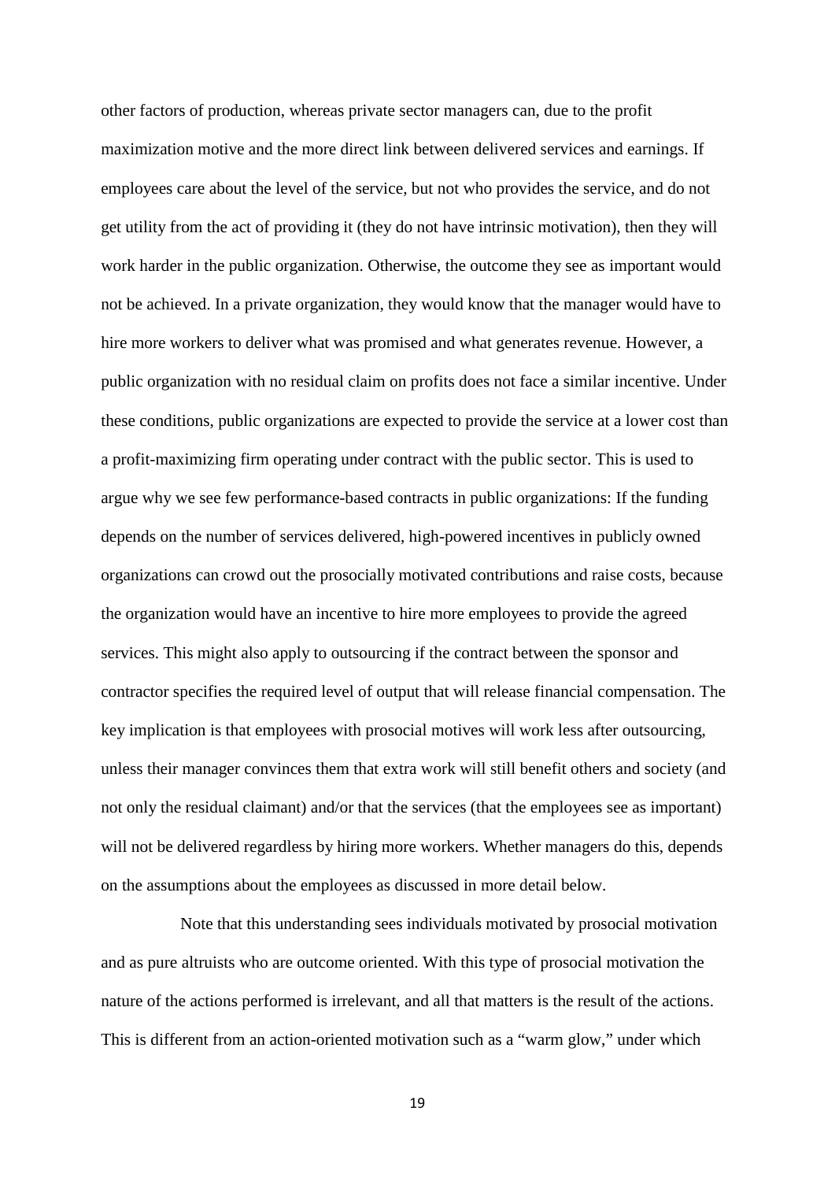other factors of production, whereas private sector managers can, due to the profit maximization motive and the more direct link between delivered services and earnings. If employees care about the level of the service, but not who provides the service, and do not get utility from the act of providing it (they do not have intrinsic motivation), then they will work harder in the public organization. Otherwise, the outcome they see as important would not be achieved. In a private organization, they would know that the manager would have to hire more workers to deliver what was promised and what generates revenue. However, a public organization with no residual claim on profits does not face a similar incentive. Under these conditions, public organizations are expected to provide the service at a lower cost than a profit-maximizing firm operating under contract with the public sector. This is used to argue why we see few performance-based contracts in public organizations: If the funding depends on the number of services delivered, high-powered incentives in publicly owned organizations can crowd out the prosocially motivated contributions and raise costs, because the organization would have an incentive to hire more employees to provide the agreed services. This might also apply to outsourcing if the contract between the sponsor and contractor specifies the required level of output that will release financial compensation. The key implication is that employees with prosocial motives will work less after outsourcing, unless their manager convinces them that extra work will still benefit others and society (and not only the residual claimant) and/or that the services (that the employees see as important) will not be delivered regardless by hiring more workers. Whether managers do this, depends on the assumptions about the employees as discussed in more detail below.

Note that this understanding sees individuals motivated by prosocial motivation and as pure altruists who are outcome oriented. With this type of prosocial motivation the nature of the actions performed is irrelevant, and all that matters is the result of the actions. This is different from an action-oriented motivation such as a "warm glow," under which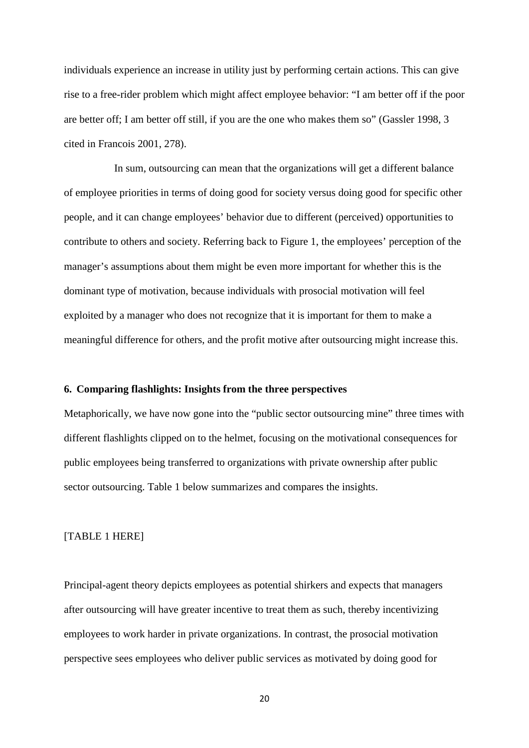individuals experience an increase in utility just by performing certain actions. This can give rise to a free-rider problem which might affect employee behavior: "I am better off if the poor are better off; I am better off still, if you are the one who makes them so" (Gassler 1998, 3 cited in Francois 2001, 278).

In sum, outsourcing can mean that the organizations will get a different balance of employee priorities in terms of doing good for society versus doing good for specific other people, and it can change employees' behavior due to different (perceived) opportunities to contribute to others and society. Referring back to Figure 1, the employees' perception of the manager's assumptions about them might be even more important for whether this is the dominant type of motivation, because individuals with prosocial motivation will feel exploited by a manager who does not recognize that it is important for them to make a meaningful difference for others, and the profit motive after outsourcing might increase this.

## 6. Comparing flashlights: Insights from the three perspectives

Metaphorically, we have now gone into the "public sector outsourcing mine" three times with different flashlights clipped on to the helmet, focusing on the motivational consequences for public employees being transferred to organizations with private ownership after public sector outsourcing. Table 1 below summarizes and compares the insights.

[TABLE 1 HERE]

Principal-agent theory depicts employees as potential shirkers and expects that managers after outsourcing will have greater incentive to treat them as such, thereby incentivizing employees to work harder in private organizations. In contrast, the prosocial motivation perspective sees employees who deliver public services as motivated by doing good for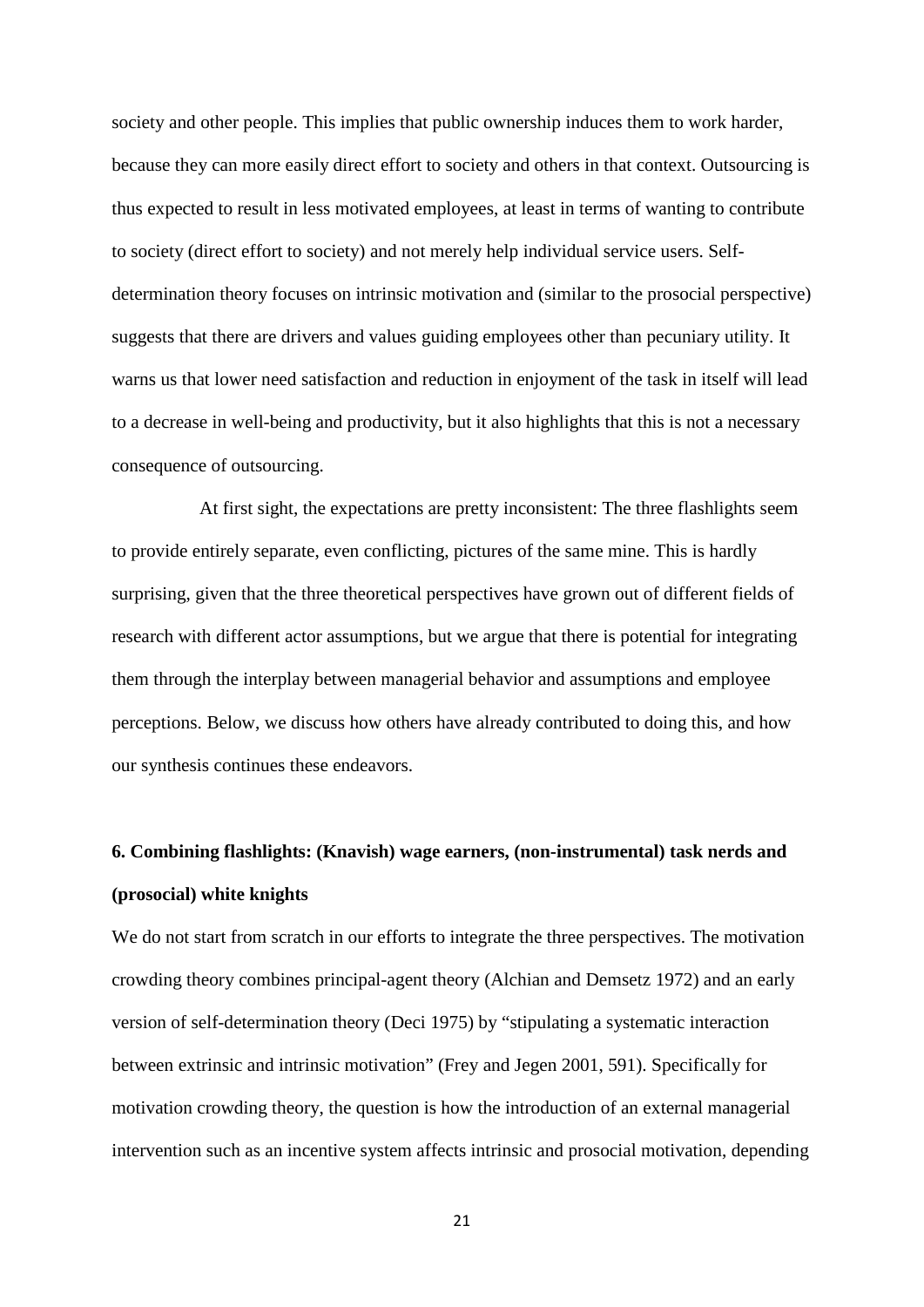society and other people. This implies that public ownership induces them to work harder, because they can more easily direct effort to society and others in that context. Outsourcing is thus expected to result in less motivated employees, at least in terms of wanting to contribute to society (direct effort to society) and not merely help individual service users. Self-determination theory focuses on intrinsic motivation and (similar to the prosocial perspective) suggests that there are drivers and values guiding employees other than pecuniary utility. It warns us that lower need satisfaction and reduction in enjoyment of the task in itself will lead to a decrease in well-being and productivity, but it also highlights that this is not a necessary consequence of outsourcing.

At first sight, the expectations are pretty inconsistent: The three flashlights seem to provide entirely separate, even conflicting, pictures of the same mine. This is hardly surprising, given that the three theoretical perspectives have grown out of different fields of research with different actor assumptions, but we argue that there is potential for integrating them through the interplay between managerial behavior and assumptions and employee perceptions. Below, we discuss how others have already contributed to doing this, and how our synthesis continues these endeavors.

## 6. Combining flashlights: (Knavish) wage earners, (non-instrumental) task nerds and (prosocial) white knights

We do not start from scratch in our efforts to integrate the three perspectives. The motivation crowding theory combines principal-agent theory (Alchian and Demsetz 1972) and an early version of self-determination theory (Deci 1975) by "stipulating a systematic interaction between extrinsic and intrinsic motivation" (Frey and Jegen 2001, 591). Specifically for motivation crowding theory, the question is how the introduction of an external managerial intervention such as an incentive system affects intrinsic and prosocial motivation, depending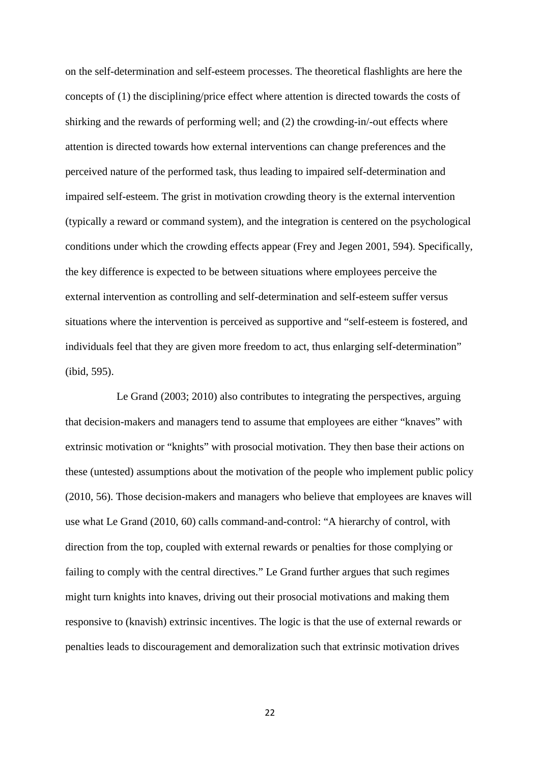on the self-determination and self-esteem processes. The theoretical flashlights are here the concepts of (1) the disciplining/price effect where attention is directed towards the costs of shirking and the rewards of performing well; and (2) the crowding-in/-out effects where attention is directed towards how external interventions can change preferences and the perceived nature of the performed task, thus leading to impaired self-determination and impaired self-esteem. The grist in motivation crowding theory is the external intervention (typically a reward or command system), and the integration is centered on the psychological conditions under which the crowding effects appear (Frey and Jegen 2001, 594). Specifically, the key difference is expected to be between situations where employees perceive the external intervention as controlling and self-determination and self-esteem suffer versus situations where the intervention is perceived as supportive and "self-esteem is fostered, and individuals feel that they are given more freedom to act, thus enlarging self-determination" (ibid, 595).

Le Grand (2003; 2010) also contributes to integrating the perspectives, arguing that decision-makers and managers tend to assume that employees are either "knaves" with extrinsic motivation or "knights" with prosocial motivation. They then base their actions on these (untested) assumptions about the motivation of the people who implement public policy (2010, 56). Those decision-makers and managers who believe that employees are knaves will use what Le Grand (2010, 60) calls command-and-control: "A hierarchy of control, with direction from the top, coupled with external rewards or penalties for those complying or failing to comply with the central directives." Le Grand further argues that such regimes might turn knights into knaves, driving out their prosocial motivations and making them responsive to (knavish) extrinsic incentives. The logic is that the use of external rewards or penalties leads to discouragement and demoralization such that extrinsic motivation drives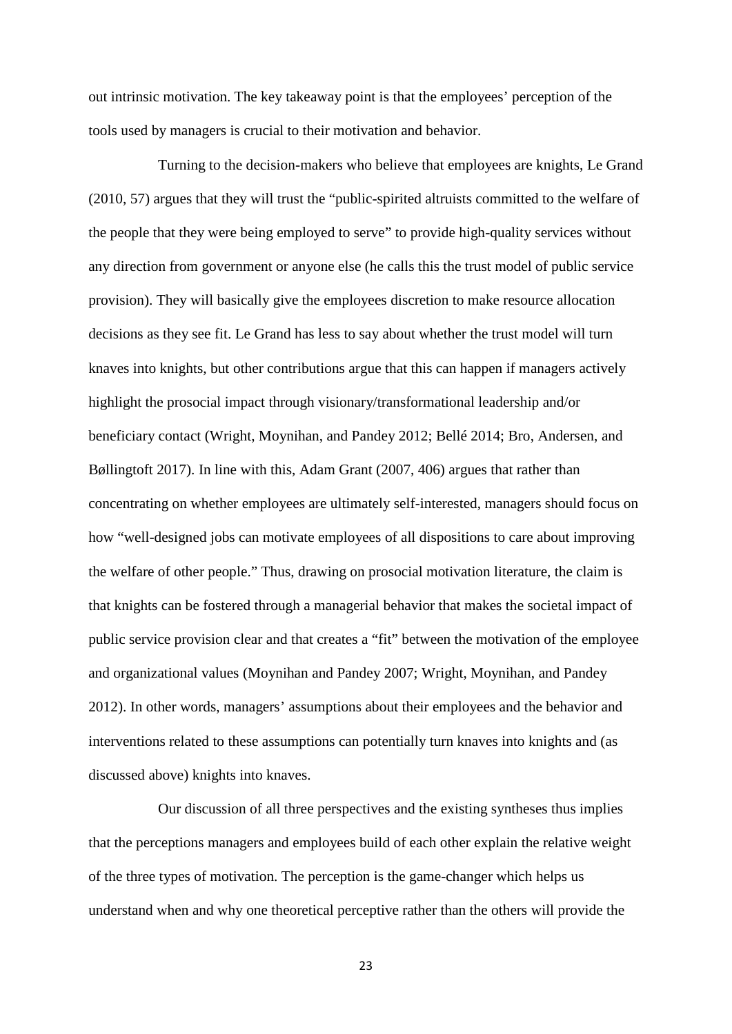out intrinsic motivation. The key takeaway point is that the employees' perception of the tools used by managers is crucial to their motivation and behavior.

Turning to the decision-makers who believe that employees are knights, Le Grand (2010, 57) argues that they will trust the "public-spirited altruists committed to the welfare of the people that they were being employed to serve" to provide high-quality services without any direction from government or anyone else (he calls this the trust model of public service provision). They will basically give the employees discretion to make resource allocation decisions as they see fit. Le Grand has less to say about whether the trust model will turn knaves into knights, but other contributions argue that this can happen if managers actively highlight the prosocial impact through visionary/transformational leadership and/or beneficiary contact (Wright, Moynihan, and Pandey 2012; Bellé 2014; Bro, Andersen, and Bøllingtoft 2017). In line with this, Adam Grant (2007, 406) argues that rather than concentrating on whether employees are ultimately self-interested, managers should focus on how "well-designed jobs can motivate employees of all dispositions to care about improving the welfare of other people." Thus, drawing on prosocial motivation literature, the claim is that knights can be fostered through a managerial behavior that makes the societal impact of public service provision clear and that creates a "fit" between the motivation of the employee and organizational values (Moynihan and Pandey 2007; Wright, Moynihan, and Pandey 2012). In other words, managers' assumptions about their employees and the behavior and interventions related to these assumptions can potentially turn knaves into knights and (as discussed above) knights into knaves.

Our discussion of all three perspectives and the existing syntheses thus implies that the perceptions managers and employees build of each other explain the relative weight of the three types of motivation. The perception is the game-changer which helps us understand when and why one theoretical perceptive rather than the others will provide the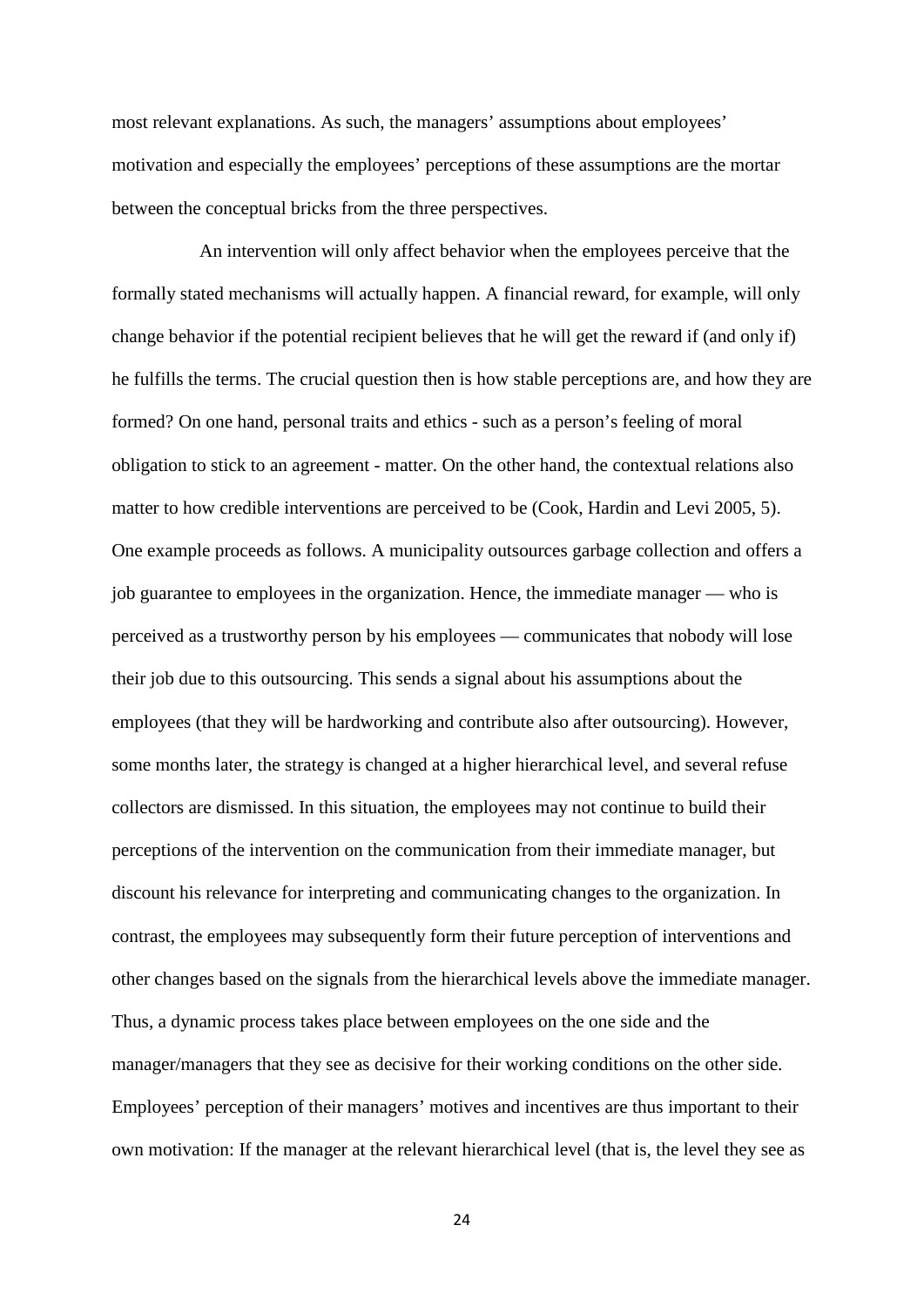most relevant explanations. As such, the managers' assumptions about employees' motivation and especially the employees' perceptions of these assumptions are the mortar between the conceptual bricks from the three perspectives.

An intervention will only affect behavior when the employees perceive that the formally stated mechanisms will actually happen. A financial reward, for example, will only change behavior if the potential recipient believes that he will get the reward if (and only if) he fulfills the terms. The crucial question then is how stable perceptions are, and how they are formed? On one hand, personal traits and ethics - such as a person's feeling of moral obligation to stick to an agreement - matter. On the other hand, the contextual relations also matter to how credible interventions are perceived to be (Cook, Hardin and Levi 2005, 5). One example proceeds as follows. A municipality outsources garbage collection and offers a job guarantee to employees in the organization. Hence, the immediate manager — who is perceived as a trustworthy person by his employees — communicates that nobody will lose their job due to this outsourcing. This sends a signal about his assumptions about the employees (that they will be hardworking and contribute also after outsourcing). However, some months later, the strategy is changed at a higher hierarchical level, and several refuse collectors are dismissed. In this situation, the employees may not continue to build their perceptions of the intervention on the communication from their immediate manager, but discount his relevance for interpreting and communicating changes to the organization. In contrast, the employees may subsequently form their future perception of interventions and other changes based on the signals from the hierarchical levels above the immediate manager. Thus, a dynamic process takes place between employees on the one side and the manager/managers that they see as decisive for their working conditions on the other side. Employees' perception of their managers' motives and incentives are thus important to their own motivation: If the manager at the relevant hierarchical level (that is, the level they see as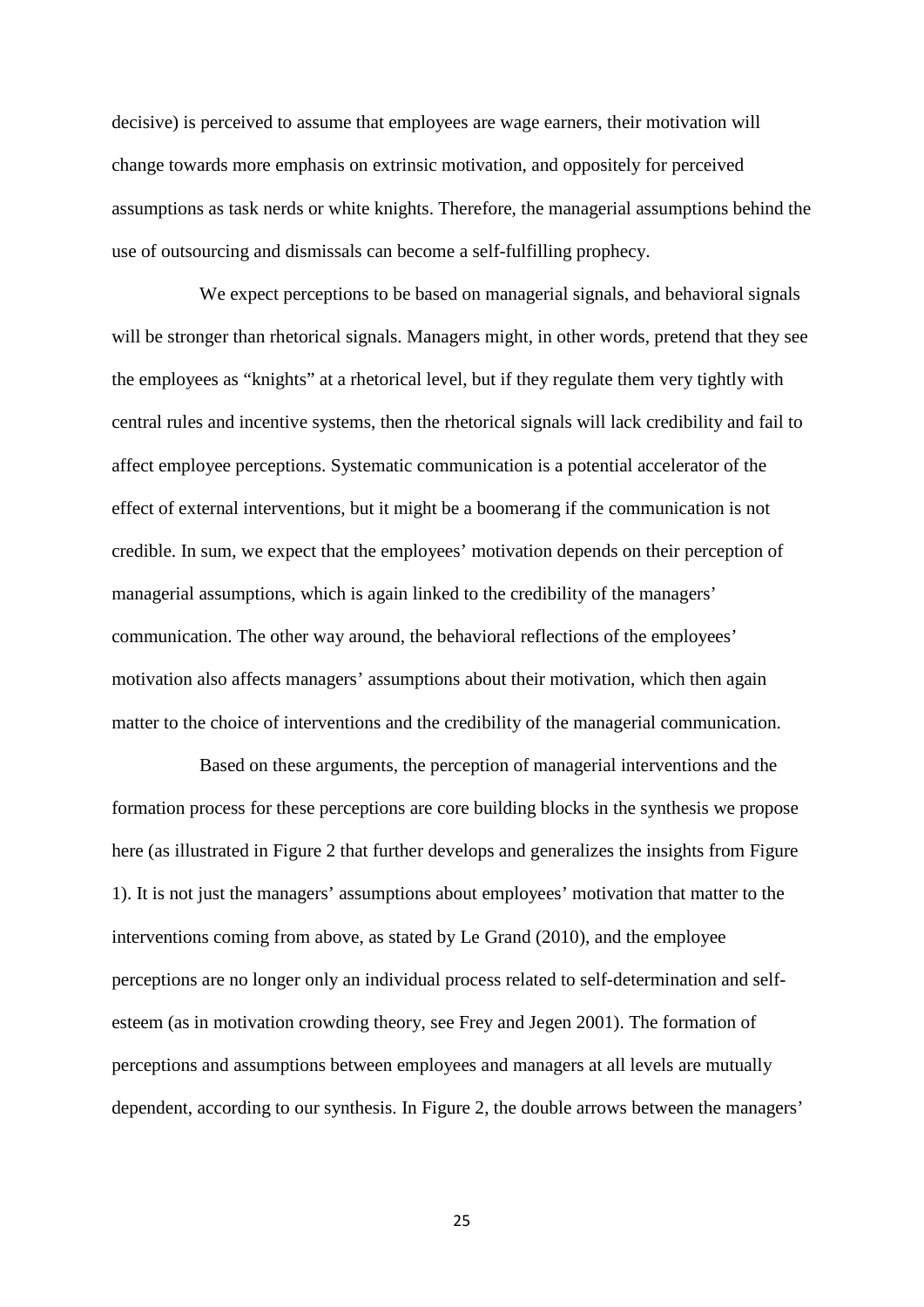decisive) is perceived to assume that employees are wage earners, their motivation will change towards more emphasis on extrinsic motivation, and oppositely for perceived assumptions as task nerds or white knights. Therefore, the managerial assumptions behind the use of outsourcing and dismissals can become a self-fulfilling prophecy.

We expect perceptions to be based on managerial signals, and behavioral signals will be stronger than rhetorical signals. Managers might, in other words, pretend that they see the employees as "knights" at a rhetorical level, but if they regulate them very tightly with central rules and incentive systems, then the rhetorical signals will lack credibility and fail to affect employee perceptions. Systematic communication is a potential accelerator of the effect of external interventions, but it might be a boomerang if the communication is not credible. In sum, we expect that the employees' motivation depends on their perception of managerial assumptions, which is again linked to the credibility of the managers' communication. The other way around, the behavioral reflections of the employees' motivation also affects managers' assumptions about their motivation, which then again matter to the choice of interventions and the credibility of the managerial communication.

Based on these arguments, the perception of managerial interventions and the formation process for these perceptions are core building blocks in the synthesis we propose here (as illustrated in Figure 2 that further develops and generalizes the insights from Figure 1). It is not just the managers' assumptions about employees' motivation that matter to the interventions coming from above, as stated by Le Grand (2010), and the employee perceptions are no longer only an individual process related to self-determination and self-esteem (as in motivation crowding theory, see Frey and Jegen 2001). The formation of perceptions and assumptions between employees and managers at all levels are mutually dependent, according to our synthesis. In Figure 2, the double arrows between the managers'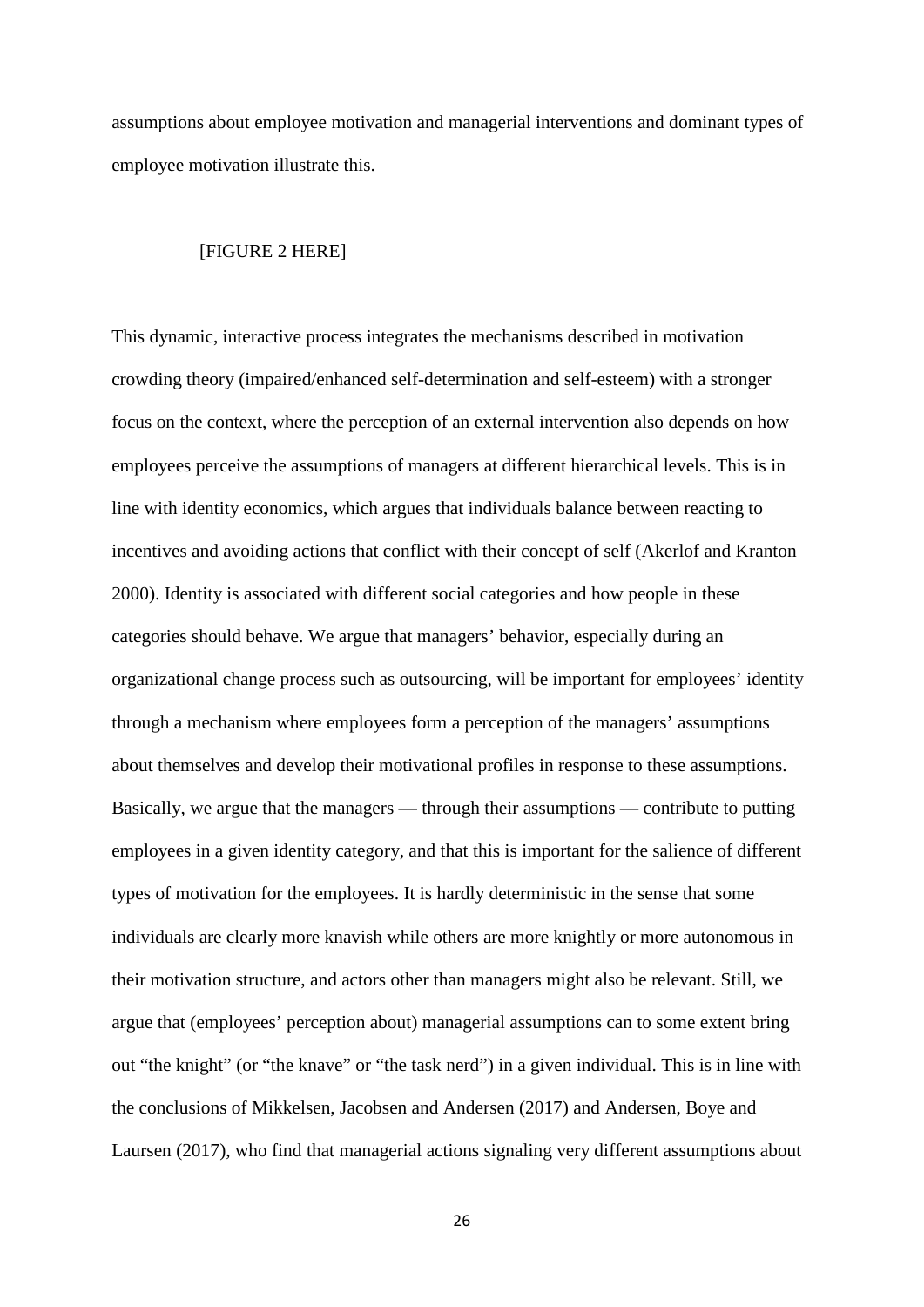assumptions about employee motivation and managerial interventions and dominant types of employee motivation illustrate this.

[FIGURE 2 HERE]

This dynamic, interactive process integrates the mechanisms described in motivation crowding theory (impaired/enhanced self-determination and self-esteem) with a stronger focus on the context, where the perception of an external intervention also depends on how employees perceive the assumptions of managers at different hierarchical levels. This is in line with identity economics, which argues that individuals balance between reacting to incentives and avoiding actions that conflict with their concept of self (Akerlof and Kranton 2000). Identity is associated with different social categories and how people in these categories should behave. We argue that managers' behavior, especially during an organizational change process such as outsourcing, will be important for employees' identity through a mechanism where employees form a perception of the managers' assumptions about themselves and develop their motivational profiles in response to these assumptions. Basically, we argue that the managers — through their assumptions — contribute to putting employees in a given identity category, and that this is important for the salience of different types of motivation for the employees. It is hardly deterministic in the sense that some individuals are clearly more knavish while others are more knightly or more autonomous in their motivation structure, and actors other than managers might also be relevant. Still, we argue that (employees' perception about) managerial assumptions can to some extent bring out "the knight" (or "the knave" or "the task nerd") in a given individual. This is in line with the conclusions of Mikkelsen, Jacobsen and Andersen (2017) and Andersen, Boye and Laursen (2017), who find that managerial actions signaling very different assumptions about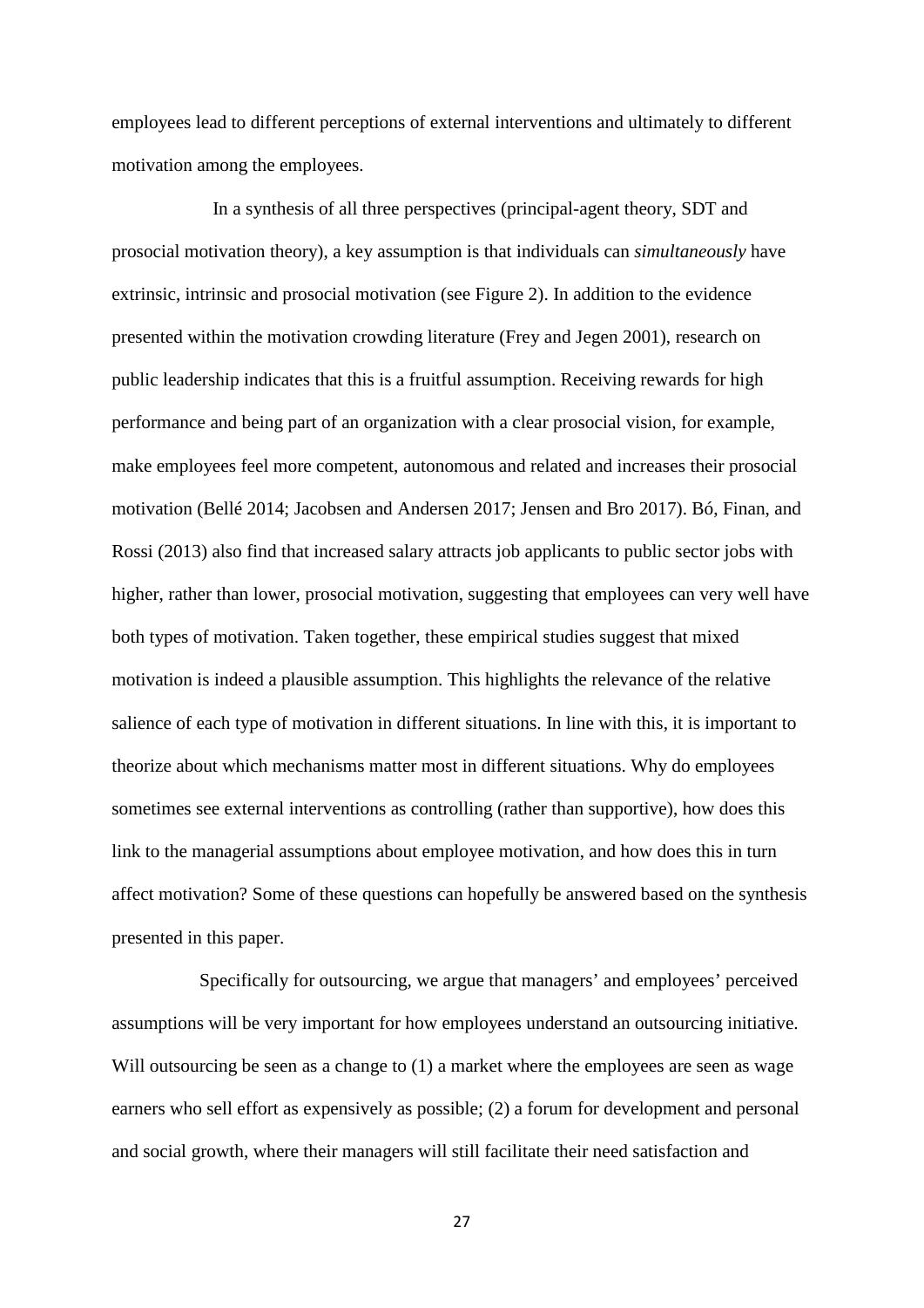employees lead to different perceptions of external interventions and ultimately to different motivation among the employees.

In a synthesis of all three perspectives (principal-agent theory, SDT and prosocial motivation theory), a key assumption is that individuals can *simultaneously* have extrinsic, intrinsic and prosocial motivation (see Figure 2). In addition to the evidence presented within the motivation crowding literature (Frey and Jegen 2001), research on public leadership indicates that this is a fruitful assumption. Receiving rewards for high performance and being part of an organization with a clear prosocial vision, for example, make employees feel more competent, autonomous and related and increases their prosocial motivation (Bellé 2014; Jacobsen and Andersen 2017; Jensen and Bro 2017). Bó, Finan, and Rossi (2013) also find that increased salary attracts job applicants to public sector jobs with higher, rather than lower, prosocial motivation, suggesting that employees can very well have both types of motivation. Taken together, these empirical studies suggest that mixed motivation is indeed a plausible assumption. This highlights the relevance of the relative salience of each type of motivation in different situations. In line with this, it is important to theorize about which mechanisms matter most in different situations. Why do employees sometimes see external interventions as controlling (rather than supportive), how does this link to the managerial assumptions about employee motivation, and how does this in turn affect motivation? Some of these questions can hopefully be answered based on the synthesis presented in this paper.

Specifically for outsourcing, we argue that managers' and employees' perceived assumptions will be very important for how employees understand an outsourcing initiative. Will outsourcing be seen as a change to (1) a market where the employees are seen as wage earners who sell effort as expensively as possible; (2) a forum for development and personal and social growth, where their managers will still facilitate their need satisfaction and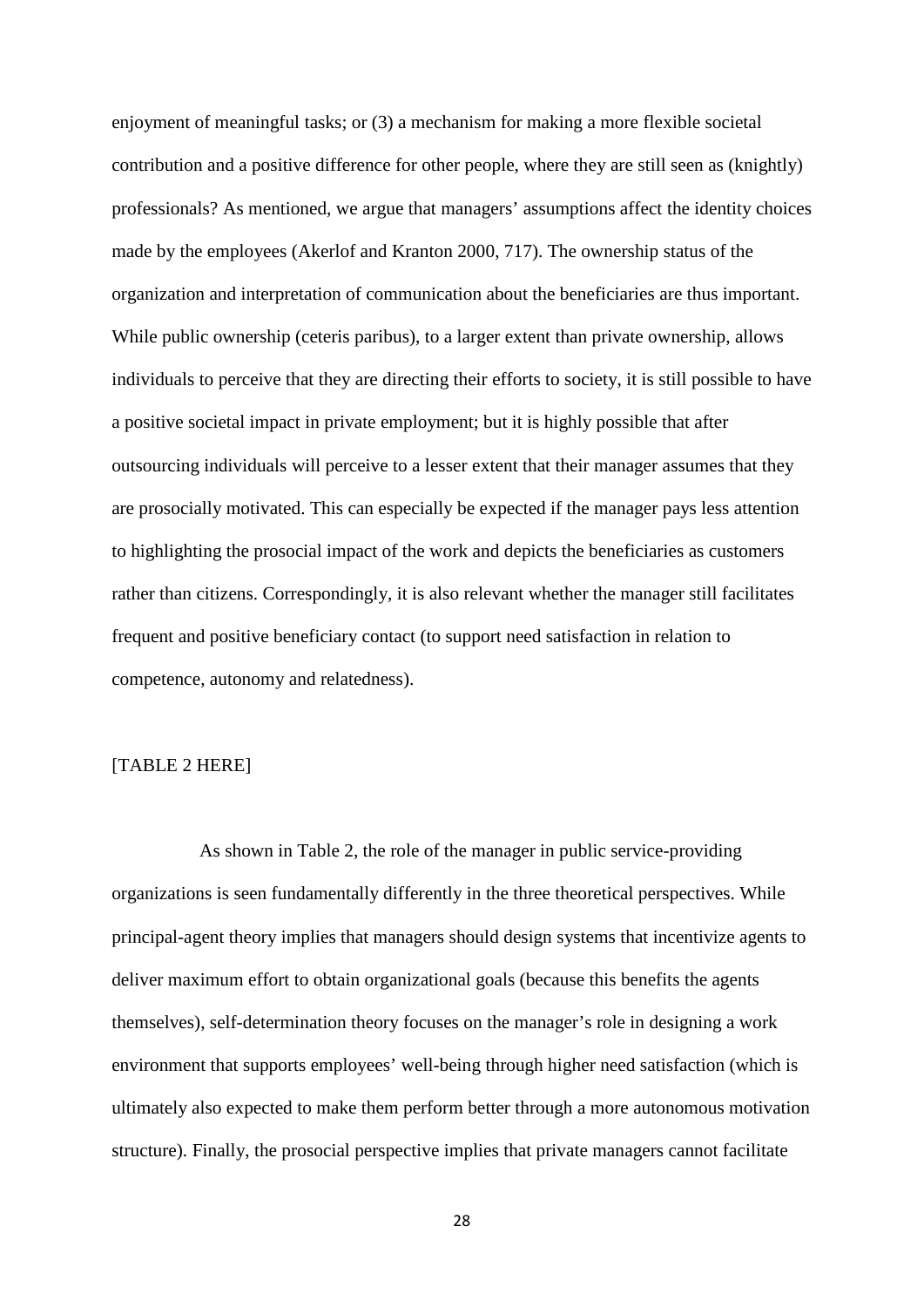enjoyment of meaningful tasks; or (3) a mechanism for making a more flexible societal contribution and a positive difference for other people, where they are still seen as (knightly) professionals? As mentioned, we argue that managers' assumptions affect the identity choices made by the employees (Akerlof and Kranton 2000, 717). The ownership status of the organization and interpretation of communication about the beneficiaries are thus important. While public ownership (ceteris paribus), to a larger extent than private ownership, allows individuals to perceive that they are directing their efforts to society, it is still possible to have a positive societal impact in private employment; but it is highly possible that after outsourcing individuals will perceive to a lesser extent that their manager assumes that they are prosocially motivated. This can especially be expected if the manager pays less attention to highlighting the prosocial impact of the work and depicts the beneficiaries as customers rather than citizens. Correspondingly, it is also relevant whether the manager still facilitates frequent and positive beneficiary contact (to support need satisfaction in relation to competence, autonomy and relatedness).

[TABLE 2 HERE]

As shown in Table 2, the role of the manager in public service-providing organizations is seen fundamentally differently in the three theoretical perspectives. While principal-agent theory implies that managers should design systems that incentivize agents to deliver maximum effort to obtain organizational goals (because this benefits the agents themselves), self-determination theory focuses on the manager's role in designing a work environment that supports employees' well-being through higher need satisfaction (which is ultimately also expected to make them perform better through a more autonomous motivation structure). Finally, the prosocial perspective implies that private managers cannot facilitate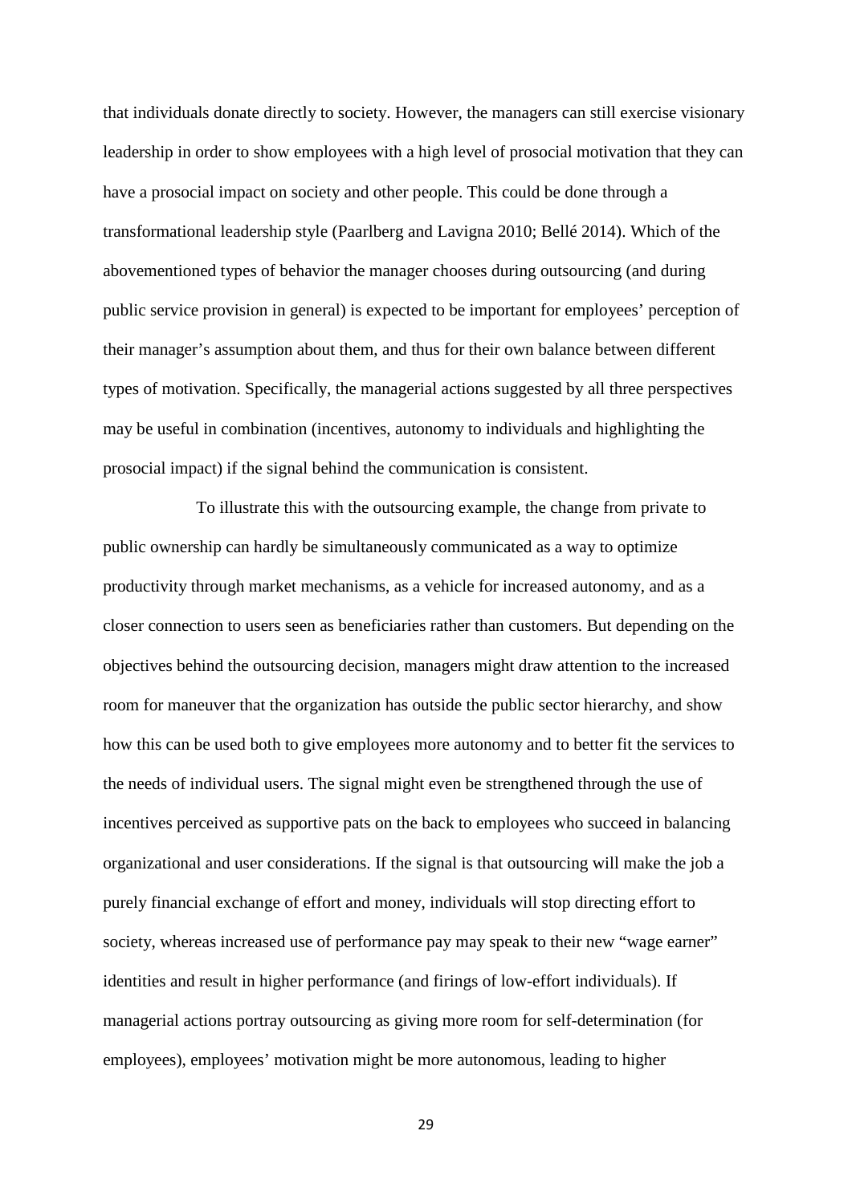that individuals donate directly to society. However, the managers can still exercise visionary leadership in order to show employees with a high level of prosocial motivation that they can have a prosocial impact on society and other people. This could be done through a transformational leadership style (Paarlberg and Lavigna 2010; Bellé 2014). Which of the abovementioned types of behavior the manager chooses during outsourcing (and during public service provision in general) is expected to be important for employees' perception of their manager's assumption about them, and thus for their own balance between different types of motivation. Specifically, the managerial actions suggested by all three perspectives may be useful in combination (incentives, autonomy to individuals and highlighting the prosocial impact) if the signal behind the communication is consistent.

To illustrate this with the outsourcing example, the change from private to public ownership can hardly be simultaneously communicated as a way to optimize productivity through market mechanisms, as a vehicle for increased autonomy, and as a closer connection to users seen as beneficiaries rather than customers. But depending on the objectives behind the outsourcing decision, managers might draw attention to the increased room for maneuver that the organization has outside the public sector hierarchy, and show how this can be used both to give employees more autonomy and to better fit the services to the needs of individual users. The signal might even be strengthened through the use of incentives perceived as supportive pats on the back to employees who succeed in balancing organizational and user considerations. If the signal is that outsourcing will make the job a purely financial exchange of effort and money, individuals will stop directing effort to society, whereas increased use of performance pay may speak to their new "wage earner" identities and result in higher performance (and firings of low-effort individuals). If managerial actions portray outsourcing as giving more room for self-determination (for employees), employees' motivation might be more autonomous, leading to higher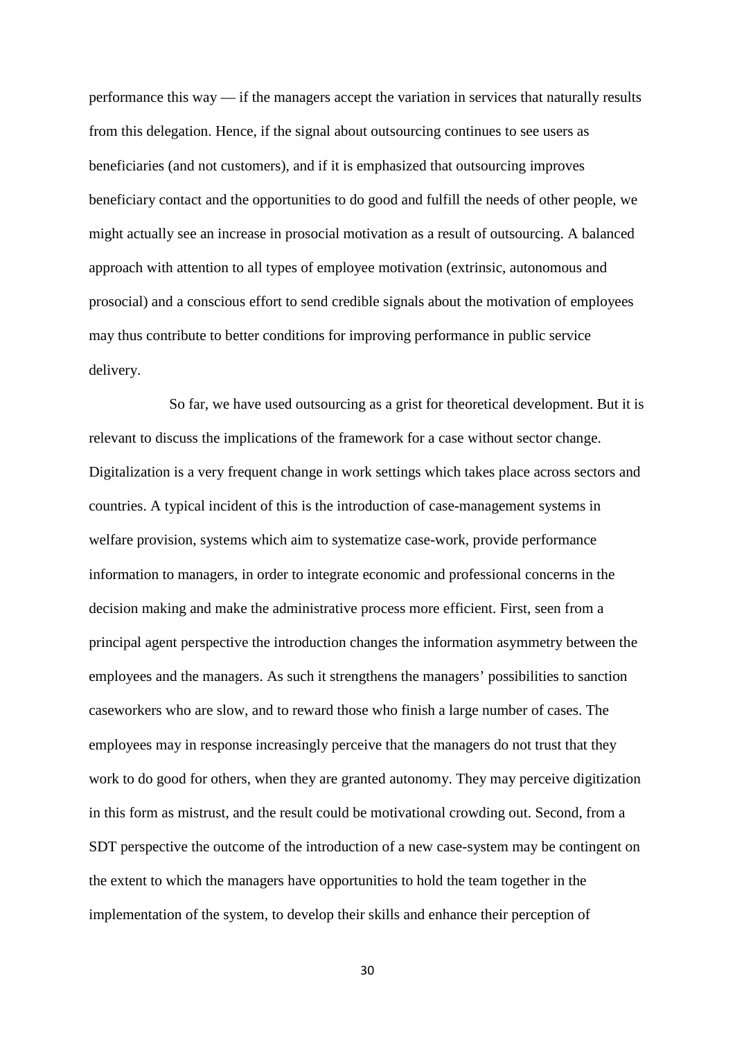performance this way — if the managers accept the variation in services that naturally results from this delegation. Hence, if the signal about outsourcing continues to see users as beneficiaries (and not customers), and if it is emphasized that outsourcing improves beneficiary contact and the opportunities to do good and fulfill the needs of other people, we might actually see an increase in prosocial motivation as a result of outsourcing. A balanced approach with attention to all types of employee motivation (extrinsic, autonomous and prosocial) and a conscious effort to send credible signals about the motivation of employees may thus contribute to better conditions for improving performance in public service delivery.

So far, we have used outsourcing as a grist for theoretical development. But it is relevant to discuss the implications of the framework for a case without sector change. Digitalization is a very frequent change in work settings which takes place across sectors and countries. A typical incident of this is the introduction of case-management systems in welfare provision, systems which aim to systematize case-work, provide performance information to managers, in order to integrate economic and professional concerns in the decision making and make the administrative process more efficient. First, seen from a principal agent perspective the introduction changes the information asymmetry between the employees and the managers. As such it strengthens the managers' possibilities to sanction caseworkers who are slow, and to reward those who finish a large number of cases. The employees may in response increasingly perceive that the managers do not trust that they work to do good for others, when they are granted autonomy. They may perceive digitization in this form as mistrust, and the result could be motivational crowding out. Second, from a SDT perspective the outcome of the introduction of a new case-system may be contingent on the extent to which the managers have opportunities to hold the team together in the implementation of the system, to develop their skills and enhance their perception of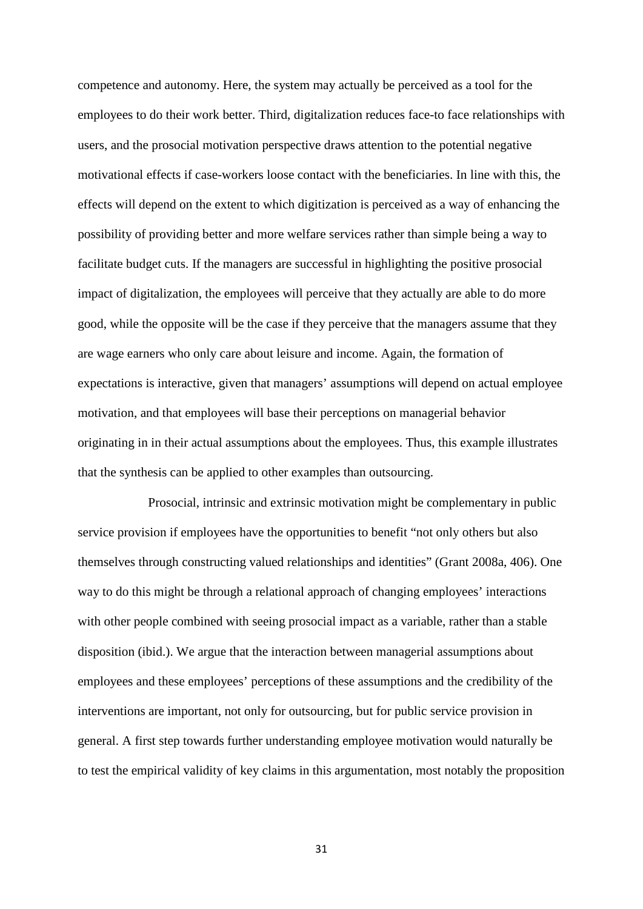competence and autonomy. Here, the system may actually be perceived as a tool for the employees to do their work better. Third, digitalization reduces face-to face relationships with users, and the prosocial motivation perspective draws attention to the potential negative motivational effects if case-workers loose contact with the beneficiaries. In line with this, the effects will depend on the extent to which digitization is perceived as a way of enhancing the possibility of providing better and more welfare services rather than simple being a way to facilitate budget cuts. If the managers are successful in highlighting the positive prosocial impact of digitalization, the employees will perceive that they actually are able to do more good, while the opposite will be the case if they perceive that the managers assume that they are wage earners who only care about leisure and income. Again, the formation of expectations is interactive, given that managers' assumptions will depend on actual employee motivation, and that employees will base their perceptions on managerial behavior originating in in their actual assumptions about the employees. Thus, this example illustrates that the synthesis can be applied to other examples than outsourcing.

Prosocial, intrinsic and extrinsic motivation might be complementary in public service provision if employees have the opportunities to benefit "not only others but also themselves through constructing valued relationships and identities" (Grant 2008a, 406). One way to do this might be through a relational approach of changing employees' interactions with other people combined with seeing prosocial impact as a variable, rather than a stable disposition (ibid.). We argue that the interaction between managerial assumptions about employees and these employees' perceptions of these assumptions and the credibility of the interventions are important, not only for outsourcing, but for public service provision in general. A first step towards further understanding employee motivation would naturally be to test the empirical validity of key claims in this argumentation, most notably the proposition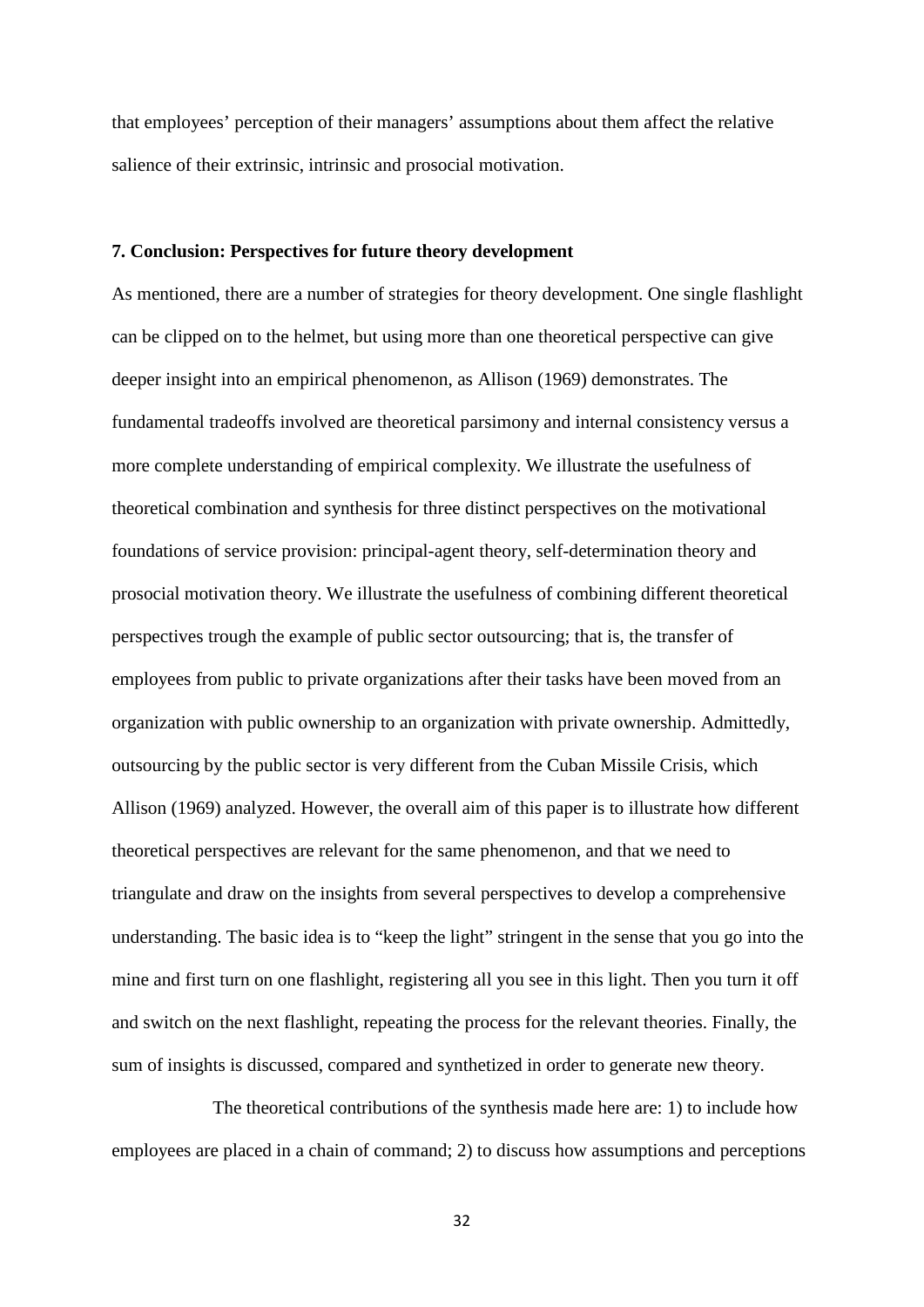that employees' perception of their managers' assumptions about them affect the relative salience of their extrinsic, intrinsic and prosocial motivation.

## 7. Conclusion: Perspectives for future theory development

As mentioned, there are a number of strategies for theory development. One single flashlight can be clipped on to the helmet, but using more than one theoretical perspective can give deeper insight into an empirical phenomenon, as Allison (1969) demonstrates. The fundamental tradeoffs involved are theoretical parsimony and internal consistency versus a more complete understanding of empirical complexity. We illustrate the usefulness of theoretical combination and synthesis for three distinct perspectives on the motivational foundations of service provision: principal-agent theory, self-determination theory and prosocial motivation theory. We illustrate the usefulness of combining different theoretical perspectives trough the example of public sector outsourcing; that is, the transfer of employees from public to private organizations after their tasks have been moved from an organization with public ownership to an organization with private ownership. Admittedly, outsourcing by the public sector is very different from the Cuban Missile Crisis, which Allison (1969) analyzed. However, the overall aim of this paper is to illustrate how different theoretical perspectives are relevant for the same phenomenon, and that we need to triangulate and draw on the insights from several perspectives to develop a comprehensive understanding. The basic idea is to "keep the light" stringent in the sense that you go into the mine and first turn on one flashlight, registering all you see in this light. Then you turn it off and switch on the next flashlight, repeating the process for the relevant theories. Finally, the sum of insights is discussed, compared and synthetized in order to generate new theory.

The theoretical contributions of the synthesis made here are: 1) to include how employees are placed in a chain of command; 2) to discuss how assumptions and perceptions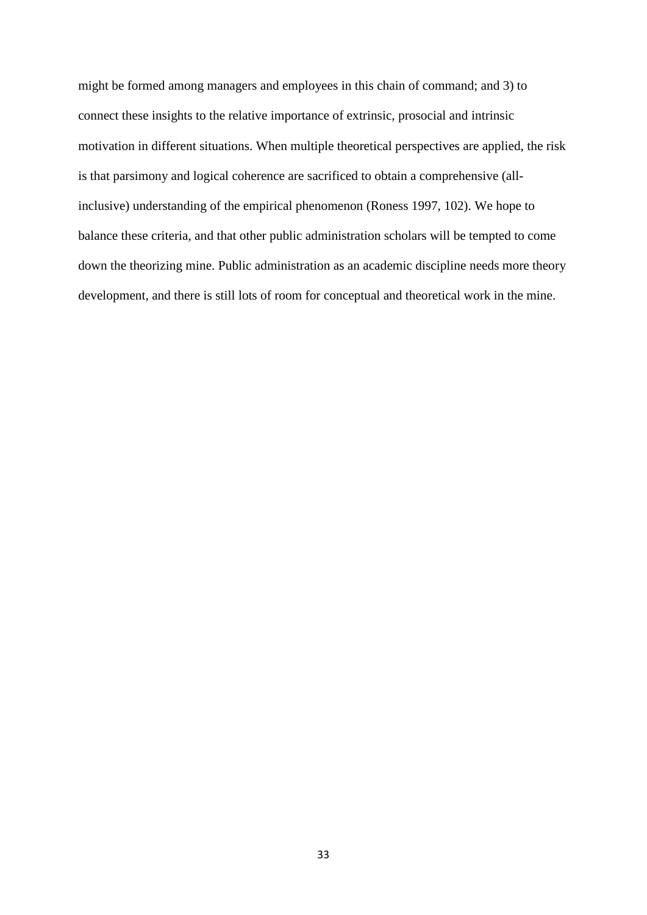might be formed among managers and employees in this chain of command; and 3) to connect these insights to the relative importance of extrinsic, prosocial and intrinsic motivation in different situations. When multiple theoretical perspectives are applied, the risk is that parsimony and logical coherence are sacrificed to obtain a comprehensive (all-inclusive) understanding of the empirical phenomenon (Roness 1997, 102). We hope to balance these criteria, and that other public administration scholars will be tempted to come down the theorizing mine. Public administration as an academic discipline needs more theory development, and there is still lots of room for conceptual and theoretical work in the mine.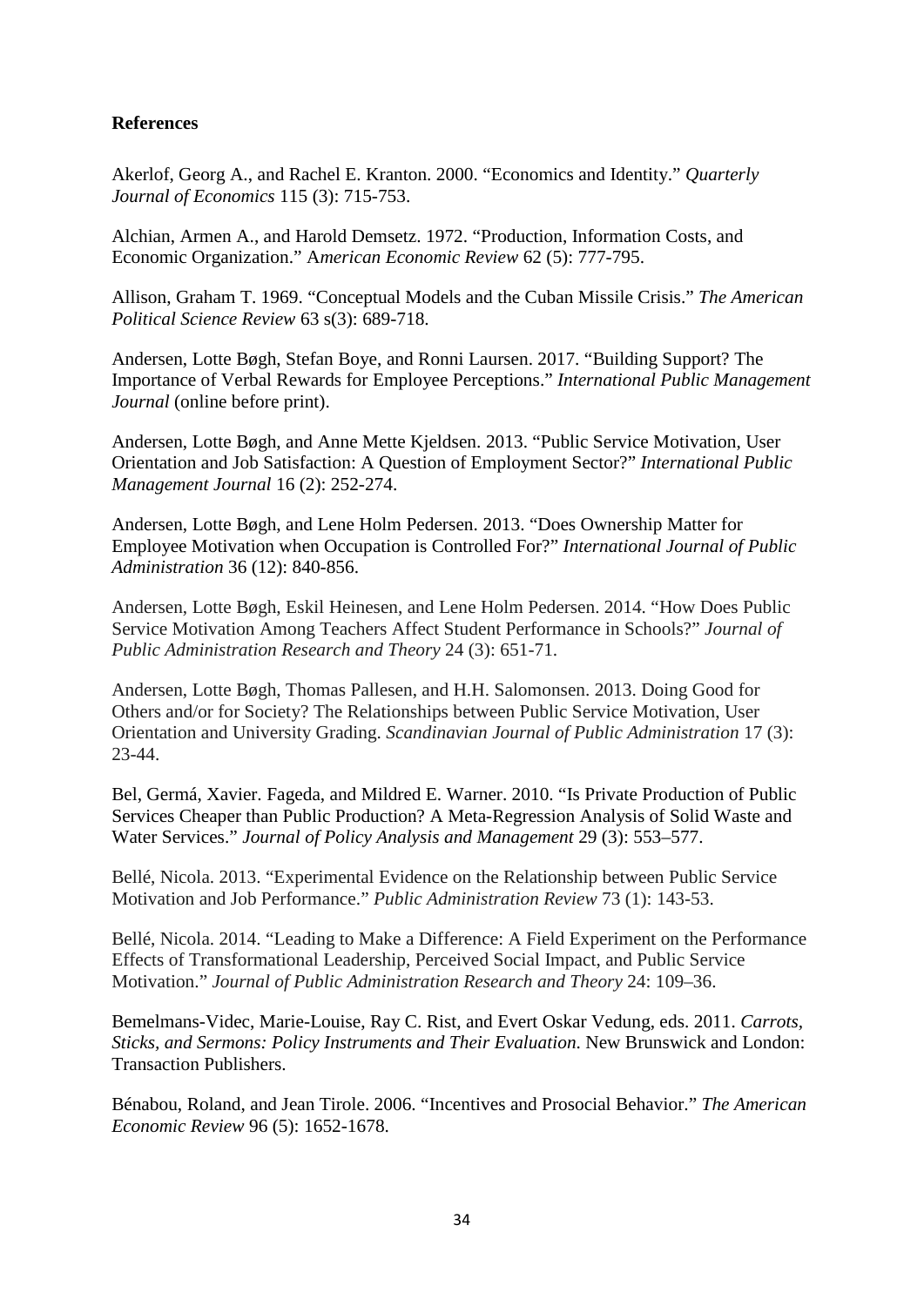**References**

Akerlof, Georg A., and Rachel E. Kranton. 2000. "Economics and Identity." *Quarterly Journal of Economics* 115 (3): 715-753.

Alchian, Armen A., and Harold Demsetz. 1972. "Production, Information Costs, and Economic Organization." A*merican Economic Review* 62 (5): 777-795.

Allison, Graham T. 1969. "Conceptual Models and the Cuban Missile Crisis." *The American Political Science Review* 63 s(3): 689-718.

Andersen, Lotte Bøgh, Stefan Boye, and Ronni Laursen. 2017. "Building Support? The Importance of Verbal Rewards for Employee Perceptions." *International Public Management Journal* (online before print).

Andersen, Lotte Bøgh, and Anne Mette Kjeldsen. 2013. "Public Service Motivation, User Orientation and Job Satisfaction: A Question of Employment Sector?" *International Public Management Journal* 16 (2): 252-274.

Andersen, Lotte Bøgh, and Lene Holm Pedersen. 2013. "Does Ownership Matter for Employee Motivation when Occupation is Controlled For?" *International Journal of Public Administration* 36 (12): 840-856.

Andersen, Lotte Bøgh, Eskil Heinesen, and Lene Holm Pedersen. 2014. "How Does Public Service Motivation Among Teachers Affect Student Performance in Schools?" *Journal of Public Administration Research and Theory* 24 (3): 651-71.

Andersen, Lotte Bøgh, Thomas Pallesen, and H.H. Salomonsen. 2013. Doing Good for Others and/or for Society? The Relationships between Public Service Motivation, User Orientation and University Grading. *Scandinavian Journal of Public Administration* 17 (3): 23-44.

Bel, Germá, Xavier. Fageda, and Mildred E. Warner. 2010. "Is Private Production of Public Services Cheaper than Public Production? A Meta-Regression Analysis of Solid Waste and Water Services." *Journal of Policy Analysis and Management* 29 (3): 553–577.

Bellé, Nicola. 2013. "Experimental Evidence on the Relationship between Public Service Motivation and Job Performance." *Public Administration Review* 73 (1): 143-53.

Bellé, Nicola. 2014. "Leading to Make a Difference: A Field Experiment on the Performance Effects of Transformational Leadership, Perceived Social Impact, and Public Service Motivation." *Journal of Public Administration Research and Theory* 24: 109–36.

Bemelmans-Videc, Marie-Louise, Ray C. Rist, and Evert Oskar Vedung, eds. 2011. *Carrots, Sticks, and Sermons: Policy Instruments and Their Evaluation*. New Brunswick and London: Transaction Publishers.

Bénabou, Roland, and Jean Tirole. 2006. "Incentives and Prosocial Behavior." *The American Economic Review* 96 (5): 1652-1678.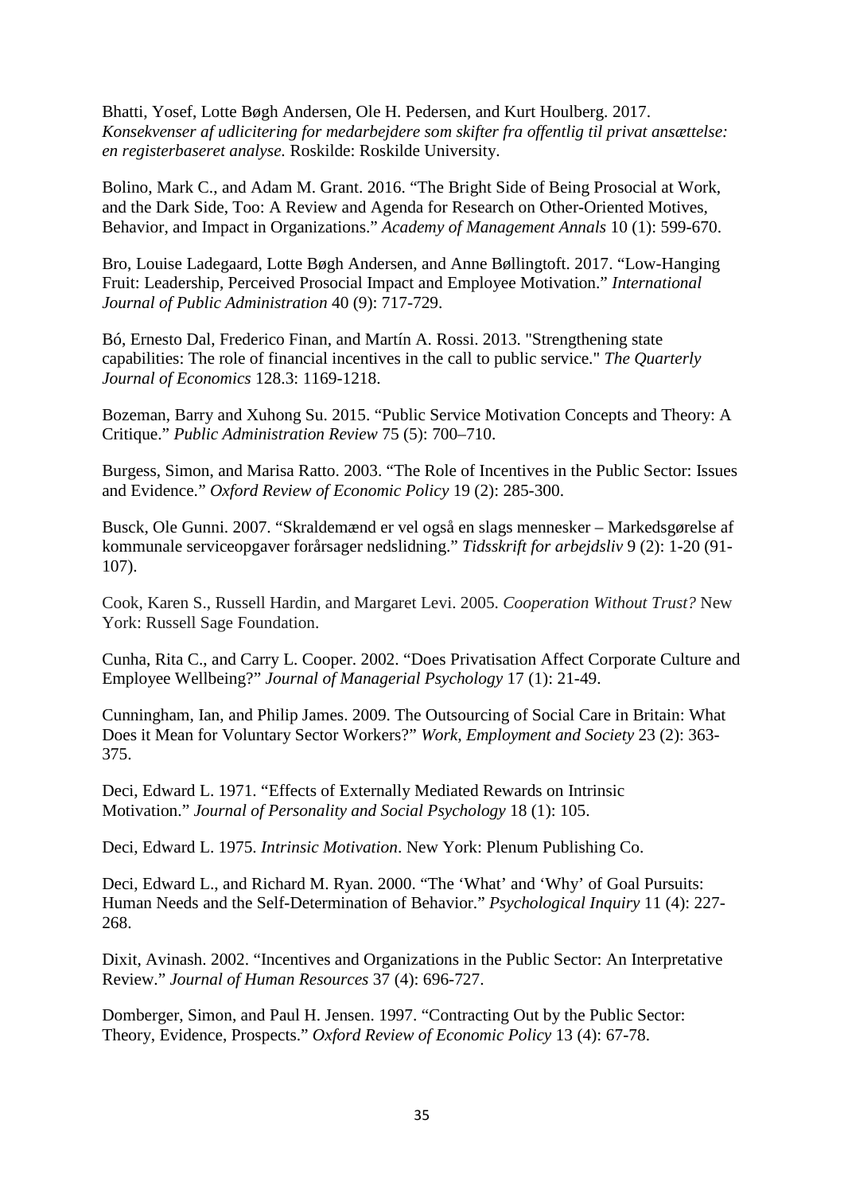Bhatti, Yosef, Lotte Bøgh Andersen, Ole H. Pedersen, and Kurt Houlberg. 2017. *Konsekvenser af udlicitering for medarbejdere som skifter fra offentlig til privat ansættelse: en registerbaseret analyse.* Roskilde: Roskilde University.

Bolino, Mark C., and Adam M. Grant. 2016. "The Bright Side of Being Prosocial at Work, and the Dark Side, Too: A Review and Agenda for Research on Other-Oriented Motives, Behavior, and Impact in Organizations." *Academy of Management Annals* 10 (1): 599-670.

Bro, Louise Ladegaard, Lotte Bøgh Andersen, and Anne Bøllingtoft. 2017. "Low-Hanging Fruit: Leadership, Perceived Prosocial Impact and Employee Motivation." *International Journal of Public Administration* 40 (9): 717-729.

Bó, Ernesto Dal, Frederico Finan, and Martín A. Rossi. 2013. "Strengthening state capabilities: The role of financial incentives in the call to public service." *The Quarterly Journal of Economics* 128.3: 1169-1218.

Bozeman, Barry and Xuhong Su. 2015. "Public Service Motivation Concepts and Theory: A Critique." *Public Administration Review* 75 (5): 700–710.

Burgess, Simon, and Marisa Ratto. 2003. "The Role of Incentives in the Public Sector: Issues and Evidence." *Oxford Review of Economic Policy* 19 (2): 285-300.

Busck, Ole Gunni. 2007. "Skraldemænd er vel også en slags mennesker – Markedsgørelse af kommunale serviceopgaver forårsager nedslidning." *Tidsskrift for arbejdsliv* 9 (2): 1-20 (91-107).

Cook, Karen S., Russell Hardin, and Margaret Levi. 2005. *Cooperation Without Trust?* New York: Russell Sage Foundation.

Cunha, Rita C., and Carry L. Cooper. 2002. "Does Privatisation Affect Corporate Culture and Employee Wellbeing?" *Journal of Managerial Psychology* 17 (1): 21-49.

Cunningham, Ian, and Philip James. 2009. The Outsourcing of Social Care in Britain: What Does it Mean for Voluntary Sector Workers?" *Work, Employment and Society* 23 (2): 363-375.

Deci, Edward L. 1971. "Effects of Externally Mediated Rewards on Intrinsic Motivation." *Journal of Personality and Social Psychology* 18 (1): 105.

Deci, Edward L. 1975. *Intrinsic Motivation*. New York: Plenum Publishing Co.

Deci, Edward L., and Richard M. Ryan. 2000. "The 'What' and 'Why' of Goal Pursuits: Human Needs and the Self-Determination of Behavior." *Psychological Inquiry* 11 (4): 227-268.

Dixit, Avinash. 2002. "Incentives and Organizations in the Public Sector: An Interpretative Review." *Journal of Human Resources* 37 (4): 696-727.

Domberger, Simon, and Paul H. Jensen. 1997. "Contracting Out by the Public Sector: Theory, Evidence, Prospects." *Oxford Review of Economic Policy* 13 (4): 67-78.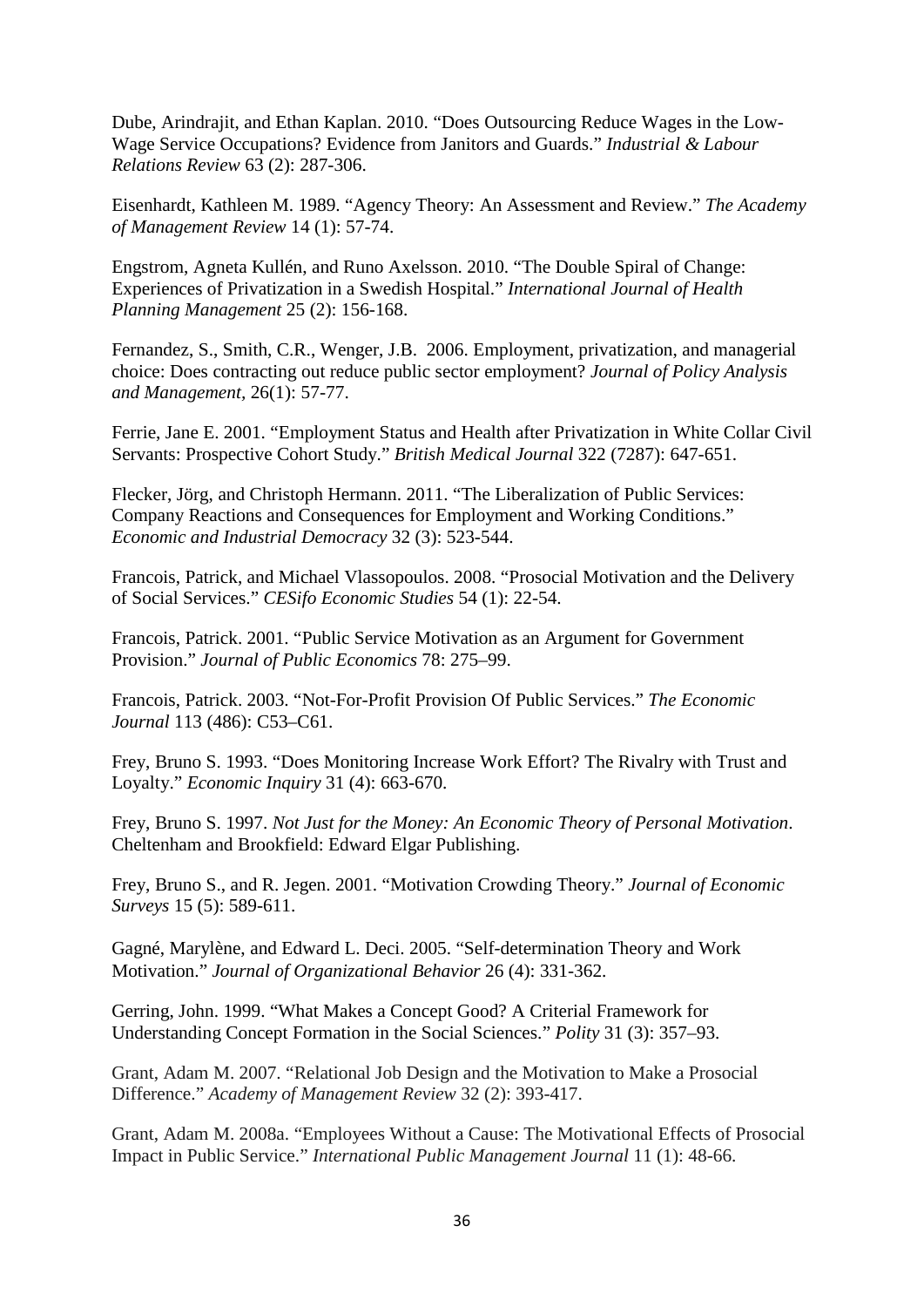Dube, Arindrajit, and Ethan Kaplan. 2010. "Does Outsourcing Reduce Wages in the Low-Wage Service Occupations? Evidence from Janitors and Guards." *Industrial & Labour Relations Review* 63 (2): 287-306.

Eisenhardt, Kathleen M. 1989. "Agency Theory: An Assessment and Review." *The Academy of Management Review* 14 (1): 57-74.

Engstrom, Agneta Kullén, and Runo Axelsson. 2010. "The Double Spiral of Change: Experiences of Privatization in a Swedish Hospital." *International Journal of Health Planning Management* 25 (2): 156-168.

Fernandez, S., Smith, C.R., Wenger, J.B. 2006. Employment, privatization, and managerial choice: Does contracting out reduce public sector employment? *Journal of Policy Analysis and Management*, 26(1): 57-77.

Ferrie, Jane E. 2001. "Employment Status and Health after Privatization in White Collar Civil Servants: Prospective Cohort Study." *British Medical Journal* 322 (7287): 647-651.

Flecker, Jörg, and Christoph Hermann. 2011. "The Liberalization of Public Services: Company Reactions and Consequences for Employment and Working Conditions." *Economic and Industrial Democracy* 32 (3): 523-544.

Francois, Patrick, and Michael Vlassopoulos. 2008. "Prosocial Motivation and the Delivery of Social Services." *CESifo Economic Studies* 54 (1): 22-54.

Francois, Patrick. 2001. "Public Service Motivation as an Argument for Government Provision." *Journal of Public Economics* 78: 275–99.

Francois, Patrick. 2003. "Not-For-Profit Provision Of Public Services." *The Economic Journal* 113 (486): C53–C61.

Frey, Bruno S. 1993. "Does Monitoring Increase Work Effort? The Rivalry with Trust and Loyalty." *Economic Inquiry* 31 (4): 663-670.

Frey, Bruno S. 1997. *Not Just for the Money: An Economic Theory of Personal Motivation*. Cheltenham and Brookfield: Edward Elgar Publishing.

Frey, Bruno S., and R. Jegen. 2001. "Motivation Crowding Theory." *Journal of Economic Surveys* 15 (5): 589-611.

Gagné, Marylène, and Edward L. Deci. 2005. "Self-determination Theory and Work Motivation." *Journal of Organizational Behavior* 26 (4): 331-362.

Gerring, John. 1999. "What Makes a Concept Good? A Criterial Framework for Understanding Concept Formation in the Social Sciences." *Polity* 31 (3): 357–93.

Grant, Adam M. 2007. "Relational Job Design and the Motivation to Make a Prosocial Difference." *Academy of Management Review* 32 (2): 393-417.

Grant, Adam M. 2008a. "Employees Without a Cause: The Motivational Effects of Prosocial Impact in Public Service." *International Public Management Journal* 11 (1): 48-66.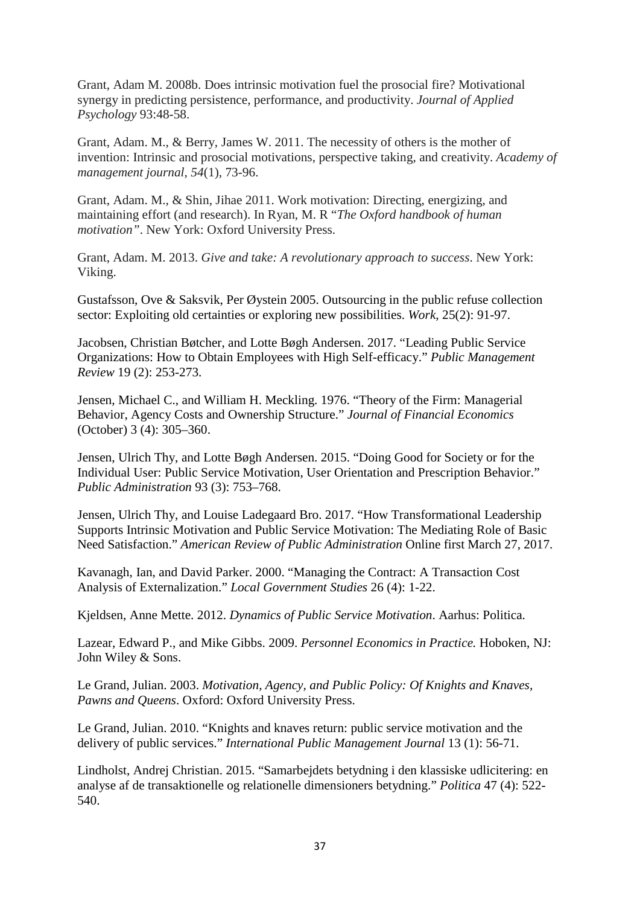Grant, Adam M. 2008b. Does intrinsic motivation fuel the prosocial fire? Motivational synergy in predicting persistence, performance, and productivity. *Journal of Applied Psychology* 93:48-58.

Grant, Adam. M., & Berry, James W. 2011. The necessity of others is the mother of invention: Intrinsic and prosocial motivations, perspective taking, and creativity. *Academy of management journal*, *54*(1), 73-96.

Grant, Adam. M., & Shin, Jihae 2011. Work motivation: Directing, energizing, and maintaining effort (and research). In Ryan, M. R "*The Oxford handbook of human motivation"*. New York: Oxford University Press.

Grant, Adam. M. 2013. *Give and take: A revolutionary approach to success*. New York: Viking.

Gustafsson, Ove & Saksvik, Per Øystein 2005. Outsourcing in the public refuse collection sector: Exploiting old certainties or exploring new possibilities. *Work*, 25(2): 91-97.

Jacobsen, Christian Bøtcher, and Lotte Bøgh Andersen. 2017. "Leading Public Service Organizations: How to Obtain Employees with High Self-efficacy." *Public Management Review* 19 (2): 253-273.

Jensen, Michael C., and William H. Meckling. 1976. "Theory of the Firm: Managerial Behavior, Agency Costs and Ownership Structure." *Journal of Financial Economics* (October) 3 (4): 305–360.

Jensen, Ulrich Thy, and Lotte Bøgh Andersen. 2015. "Doing Good for Society or for the Individual User: Public Service Motivation, User Orientation and Prescription Behavior." *Public Administration* 93 (3): 753–768.

Jensen, Ulrich Thy, and Louise Ladegaard Bro. 2017. "How Transformational Leadership Supports Intrinsic Motivation and Public Service Motivation: The Mediating Role of Basic Need Satisfaction." *American Review of Public Administration* Online first March 27, 2017.

Kavanagh, Ian, and David Parker. 2000. "Managing the Contract: A Transaction Cost Analysis of Externalization." *Local Government Studies* 26 (4): 1-22.

Kjeldsen, Anne Mette. 2012. *Dynamics of Public Service Motivation*. Aarhus: Politica.

Lazear, Edward P., and Mike Gibbs. 2009. *Personnel Economics in Practice.* Hoboken, NJ: John Wiley & Sons.

Le Grand, Julian. 2003. *Motivation, Agency, and Public Policy: Of Knights and Knaves, Pawns and Queens*. Oxford: Oxford University Press.

Le Grand, Julian. 2010. "Knights and knaves return: public service motivation and the delivery of public services." *International Public Management Journal* 13 (1): 56-71.

Lindholst, Andrej Christian. 2015. "Samarbejdets betydning i den klassiske udlicitering: en analyse af de transaktionelle og relationelle dimensioners betydning." *Politica* 47 (4): 522-540.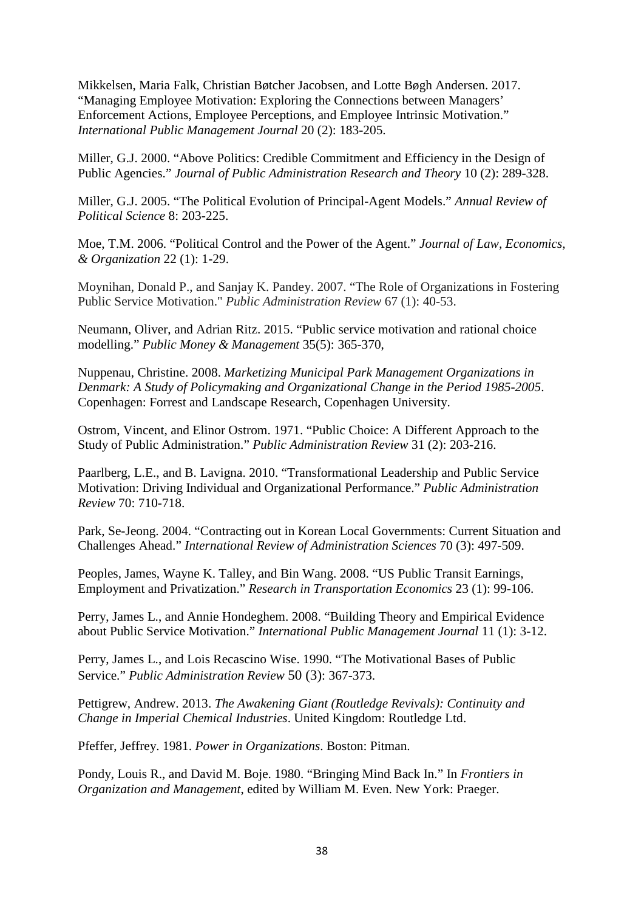Mikkelsen, Maria Falk, Christian Bøtcher Jacobsen, and Lotte Bøgh Andersen. 2017. "Managing Employee Motivation: Exploring the Connections between Managers' Enforcement Actions, Employee Perceptions, and Employee Intrinsic Motivation." *International Public Management Journal* 20 (2): 183-205.

Miller, G.J. 2000. "Above Politics: Credible Commitment and Efficiency in the Design of Public Agencies." *Journal of Public Administration Research and Theory* 10 (2): 289-328.

Miller, G.J. 2005. "The Political Evolution of Principal-Agent Models." *Annual Review of Political Science* 8: 203-225.

Moe, T.M. 2006. "Political Control and the Power of the Agent." *Journal of Law, Economics, & Organization* 22 (1): 1-29.

Moynihan, Donald P., and Sanjay K. Pandey. 2007. "The Role of Organizations in Fostering Public Service Motivation." *Public Administration Review* 67 (1): 40-53.

Neumann, Oliver, and Adrian Ritz. 2015. "Public service motivation and rational choice modelling." *Public Money & Management* 35(5): 365-370,

Nuppenau, Christine. 2008. *Marketizing Municipal Park Management Organizations in Denmark: A Study of Policymaking and Organizational Change in the Period 1985-2005*. Copenhagen: Forrest and Landscape Research, Copenhagen University.

Ostrom, Vincent, and Elinor Ostrom. 1971. "Public Choice: A Different Approach to the Study of Public Administration." *Public Administration Review* 31 (2): 203-216.

Paarlberg, L.E., and B. Lavigna. 2010. "Transformational Leadership and Public Service Motivation: Driving Individual and Organizational Performance." *Public Administration Review* 70: 710-718.

Park, Se-Jeong. 2004. "Contracting out in Korean Local Governments: Current Situation and Challenges Ahead." *International Review of Administration Sciences* 70 (3): 497-509.

Peoples, James, Wayne K. Talley, and Bin Wang. 2008. "US Public Transit Earnings, Employment and Privatization." *Research in Transportation Economics* 23 (1): 99-106.

Perry, James L., and Annie Hondeghem. 2008. "Building Theory and Empirical Evidence about Public Service Motivation." *International Public Management Journal* 11 (1): 3-12.

Perry, James L., and Lois Recascino Wise. 1990. "The Motivational Bases of Public Service." *Public Administration Review* 50 (3): 367-373.

Pettigrew, Andrew. 2013. *The Awakening Giant (Routledge Revivals): Continuity and Change in Imperial Chemical Industries*. United Kingdom: Routledge Ltd.

Pfeffer, Jeffrey. 1981. *Power in Organizations*. Boston: Pitman.

Pondy, Louis R., and David M. Boje. 1980. "Bringing Mind Back In." In *Frontiers in Organization and Management*, edited by William M. Even. New York: Praeger.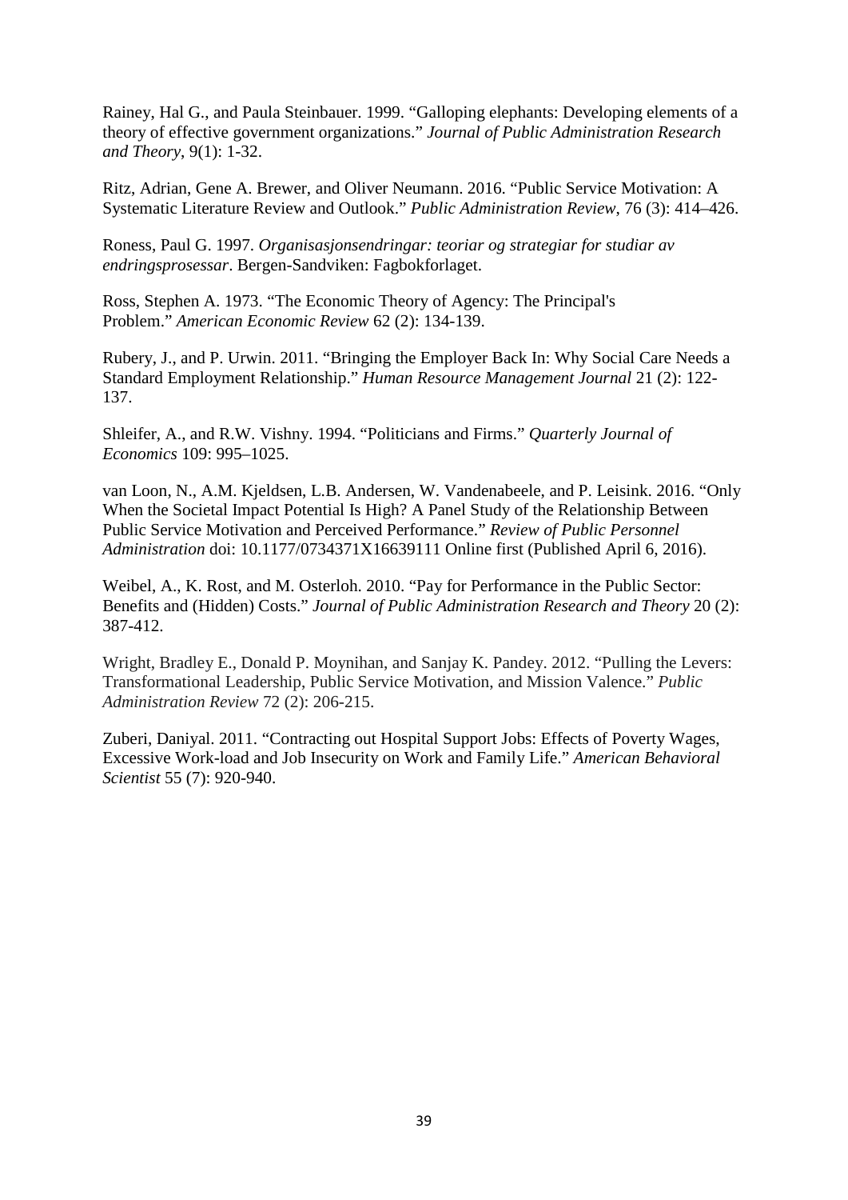Rainey, Hal G., and Paula Steinbauer. 1999. “Galloping elephants: Developing elements of a theory of effective government organizations.” *Journal of Public Administration Research and Theory*, 9(1): 1-32.

Ritz, Adrian, Gene A. Brewer, and Oliver Neumann. 2016. “Public Service Motivation: A Systematic Literature Review and Outlook.” *Public Administration Review*, 76 (3): 414–426.

Roness, Paul G. 1997. *Organisasjonsendringar: teoriar og strategiar for studiar av endringsprosessar*. Bergen-Sandviken: Fagbokforlaget.

Ross, Stephen A. 1973. “The Economic Theory of Agency: The Principal's Problem.” *American Economic Review* 62 (2): 134-139.

Rubery, J., and P. Urwin. 2011. “Bringing the Employer Back In: Why Social Care Needs a Standard Employment Relationship.” *Human Resource Management Journal* 21 (2): 122-137.

Shleifer, A., and R.W. Vishny. 1994. “Politicians and Firms.” *Quarterly Journal of Economics* 109: 995–1025.

van Loon, N., A.M. Kjeldsen, L.B. Andersen, W. Vandenabeele, and P. Leisink. 2016. “Only When the Societal Impact Potential Is High? A Panel Study of the Relationship Between Public Service Motivation and Perceived Performance.” *Review of Public Personnel Administration* doi: 10.1177/0734371X16639111 Online first (Published April 6, 2016).

Weibel, A., K. Rost, and M. Osterloh. 2010. “Pay for Performance in the Public Sector: Benefits and (Hidden) Costs.” *Journal of Public Administration Research and Theory* 20 (2): 387-412.

Wright, Bradley E., Donald P. Moynihan, and Sanjay K. Pandey. 2012. “Pulling the Levers: Transformational Leadership, Public Service Motivation, and Mission Valence.” *Public Administration Review* 72 (2): 206-215.

Zuberi, Daniyal. 2011. “Contracting out Hospital Support Jobs: Effects of Poverty Wages, Excessive Work-load and Job Insecurity on Work and Family Life.” *American Behavioral Scientist* 55 (7): 920-940.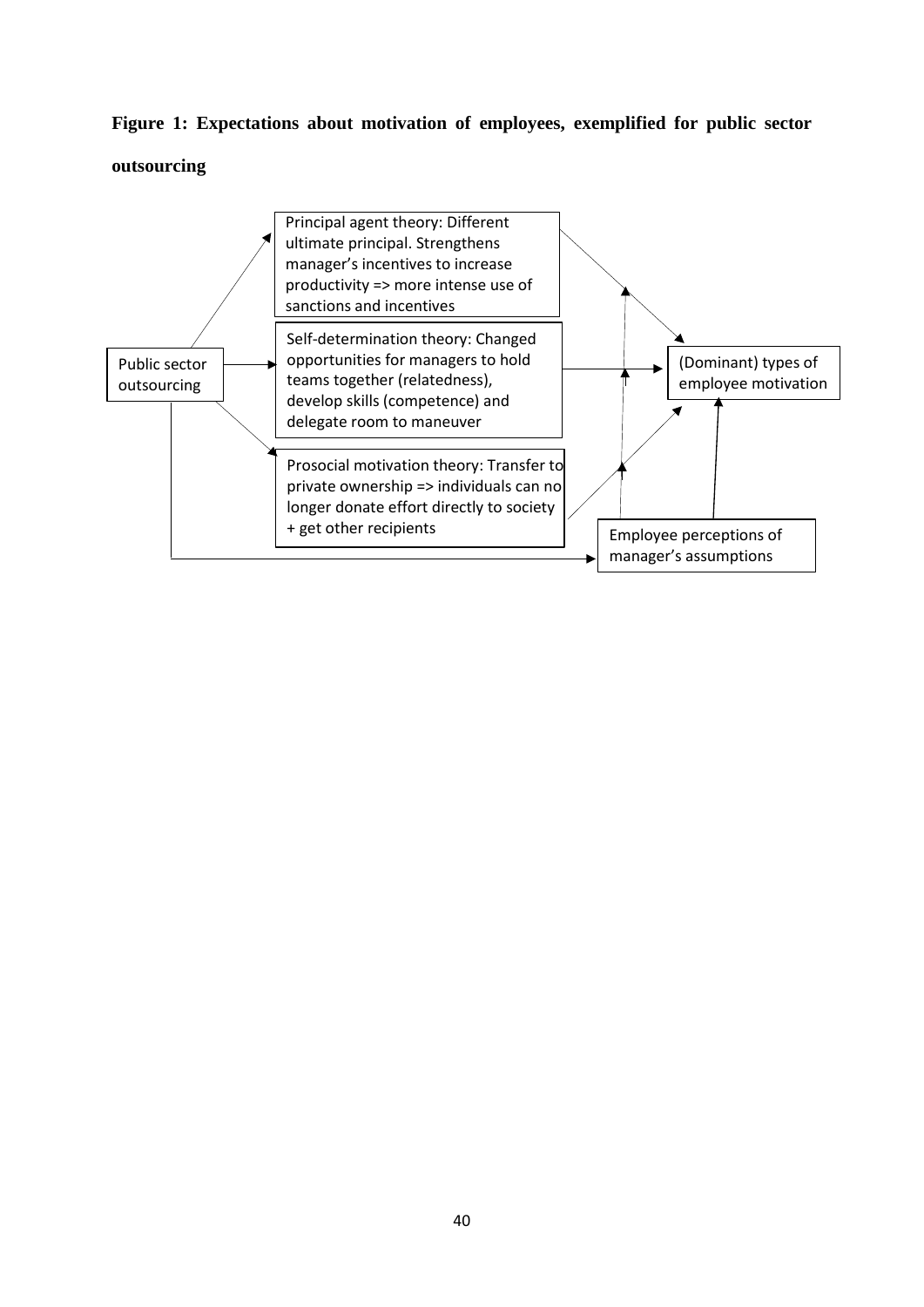**Figure 1: Expectations about motivation of employees, exemplified for public sector outsourcing**

Public sector outsourcing

Principal agent theory: Different ultimate principal. Strengthens manager's incentives to increase productivity => more intense use of sanctions and incentives

Self-determination theory: Changed opportunities for managers to hold teams together (relatedness), develop skills (competence) and delegate room to maneuver

Prosocial motivation theory: Transfer to private ownership => individuals can no longer donate effort directly to society + get other recipients

(Dominant) types of employee motivation

Employee perceptions of manager's assumptions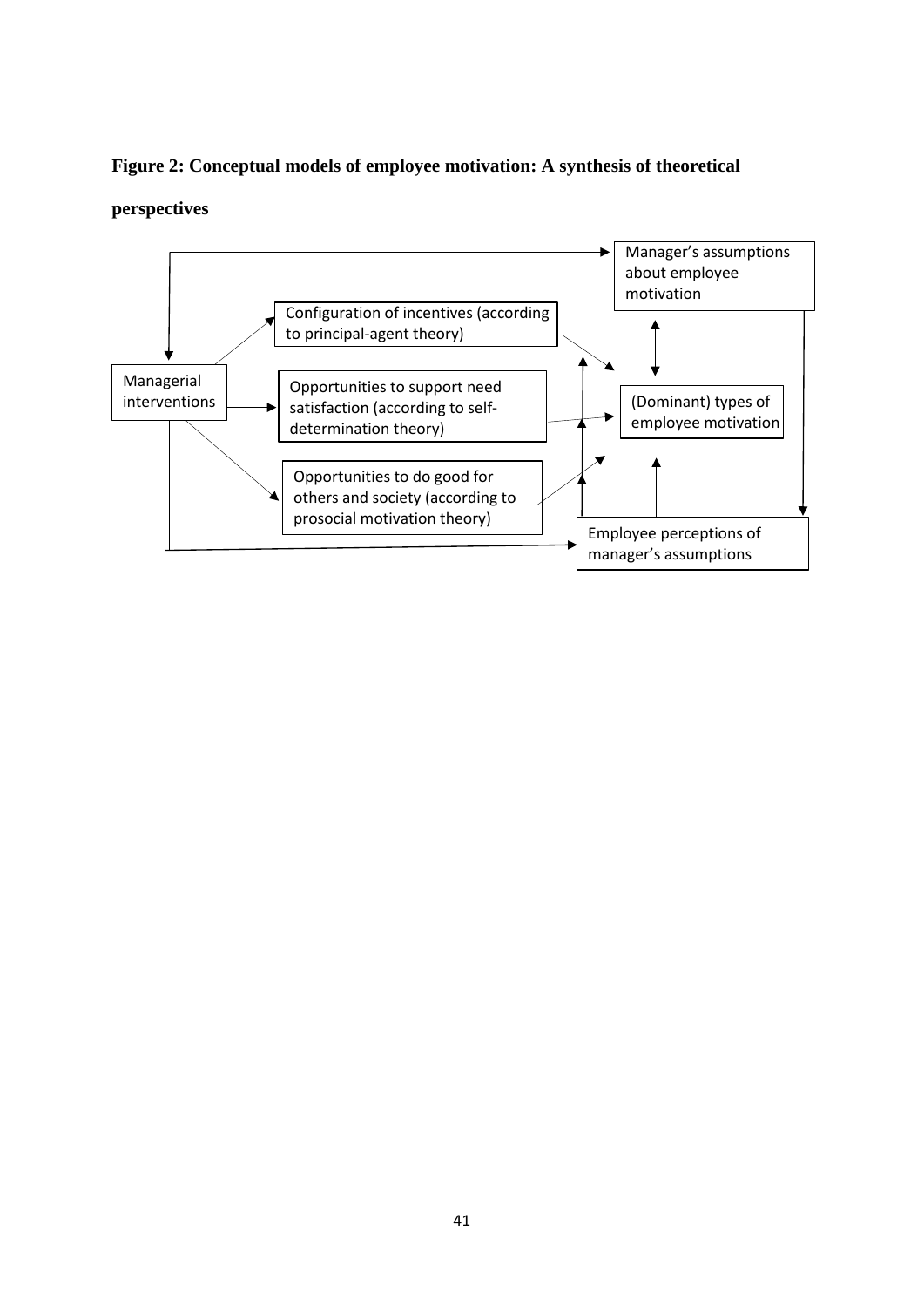**Figure 2: Conceptual models of employee motivation: A synthesis of theoretical perspectives**

Manager's assumptions about employee motivation

Configuration of incentives (according to principal-agent theory)

Managerial interventions

Opportunities to support need satisfaction (according to self-determination theory)

(Dominant) types of employee motivation

Opportunities to do good for others and society (according to prosocial motivation theory)

Employee perceptions of manager's assumptions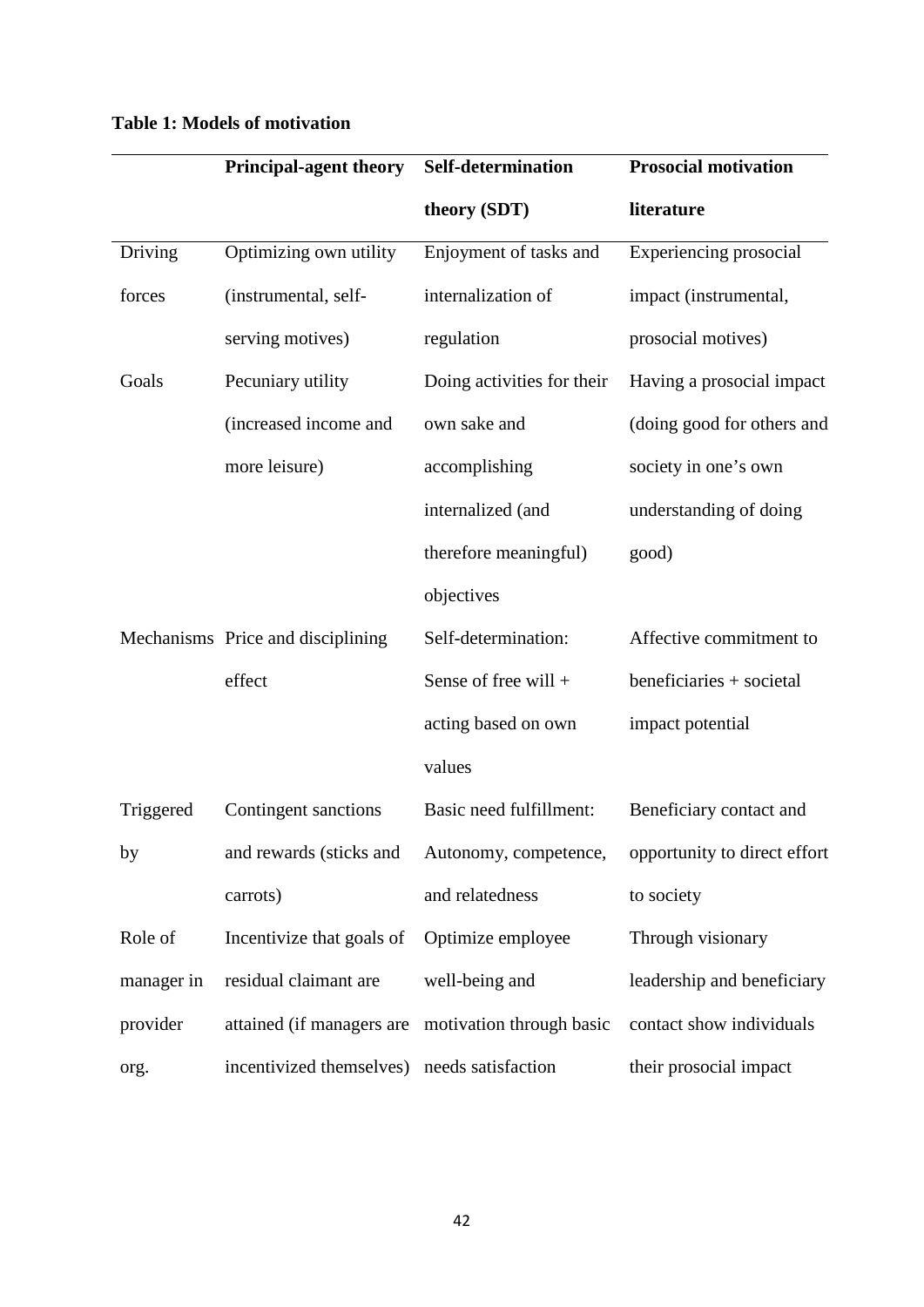**Table 1: Models of motivation**

| | Principal-agent theory | Self-determination theory (SDT) | Prosocial motivation literature |
|---|---|---|---|
| Driving forces | Optimizing own utility (instrumental, self-serving motives) | Enjoyment of tasks and internalization of regulation | Experiencing prosocial impact (instrumental, prosocial motives) |
| Goals | Pecuniary utility (increased income and more leisure) | Doing activities for their own sake and accomplishing internalized (and therefore meaningful) objectives | Having a prosocial impact (doing good for others and society in one's own understanding of doing good) |
| Mechanisms | Price and disciplining effect | Self-determination: Sense of free will + acting based on own values | Affective commitment to beneficiaries + societal impact potential |
| Triggered by | Contingent sanctions and rewards (sticks and carrots) | Basic need fulfillment: Autonomy, competence, and relatedness | Beneficiary contact and opportunity to direct effort to society |
| Role of manager in provider org. | Incentivize that goals of residual claimant are attained (if managers are incentivized themselves) | Optimize employee well-being and motivation through basic needs satisfaction | Through visionary leadership and beneficiary contact show individuals their prosocial impact |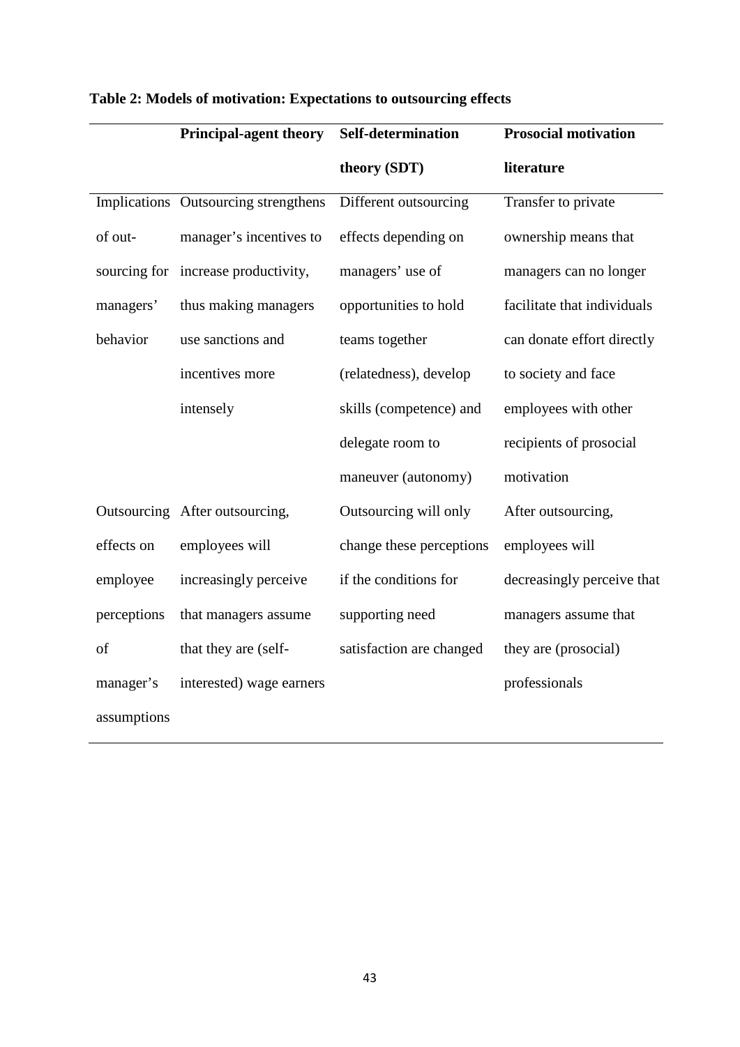**Table 2: Models of motivation: Expectations to outsourcing effects**

| | Principal-agent theory | Self-determination theory (SDT) | Prosocial motivation literature |
|---|---|---|---|
| Implications of out-sourcing for managers' behavior | Outsourcing strengthens manager's incentives to increase productivity, thus making managers use sanctions and incentives more intensely | Different outsourcing effects depending on managers' use of opportunities to hold teams together (relatedness), develop skills (competence) and delegate room to maneuver (autonomy) | Transfer to private ownership means that managers can no longer facilitate that individuals can donate effort directly to society and face employees with other recipients of prosocial motivation |
| Outsourcing effects on employee perceptions of manager's assumptions | After outsourcing, employees will increasingly perceive that managers assume that they are (self-interested) wage earners | Outsourcing will only change these perceptions if the conditions for supporting need satisfaction are changed | After outsourcing, employees will decreasingly perceive that managers assume that they are (prosocial) professionals |